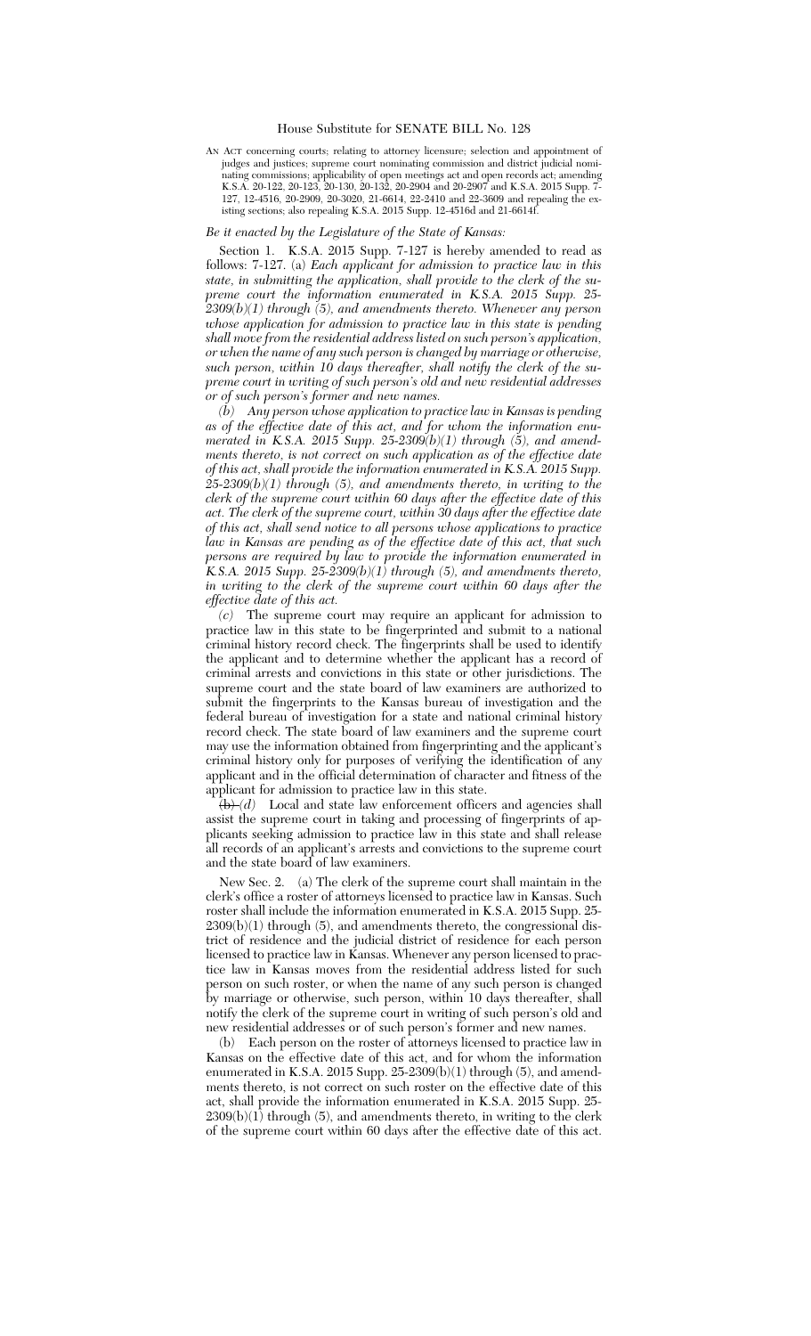# House Substitute for SENATE BILL No. 128

AN ACT concerning courts; relating to attorney licensure; selection and appointment of judges and justices; supreme court nominating commission and district judicial nominating commissions; applicability of open meetings act and open records act; amending K.S.A. 20-122, 20-123, 20-130, 20-132, 20-2904 and 20-2907 and K.S.A. 2015 Supp. 7-127, 12-4516, 20-2909, 20-3020, 21-6614, 22-2410 and 22-3609 and repealing the existing sections; also repealing K.S.A. 2015 Supp. 12-4516d and 21-6614f.

*Be it enacted by the Legislature of the State of Kansas:*

Section 1. K.S.A. 2015 Supp. 7-127 is hereby amended to read as follows: 7-127. (a) *Each applicant for admission to practice law in this state, in submitting the application, shall provide to the clerk of the supreme court the information enumerated in K.S.A. 2015 Supp. 25-2309(b)(1) through (5), and amendments thereto. Whenever any person whose application for admission to practice law in this state is pending shall move from the residential address listed on such person's application, or when the name of any such person is changed by marriage or otherwise, such person, within 10 days thereafter, shall notify the clerk of the supreme court in writing of such person's old and new residential addresses or of such person's former and new names.*

*(b) Any person whose application to practice law in Kansas is pending as of the effective date of this act, and for whom the information enumerated in K.S.A. 2015 Supp. 25-2309(b)(1) through (5), and amendments thereto, is not correct on such application as of the effective date of this act, shall provide the information enumerated in K.S.A. 2015 Supp. 25-2309(b)(1) through (5), and amendments thereto, in writing to the clerk of the supreme court within 60 days after the effective date of this act. The clerk of the supreme court, within 30 days after the effective date of this act, shall send notice to all persons whose applications to practice law in Kansas are pending as of the effective date of this act, that such persons are required by law to provide the information enumerated in K.S.A. 2015 Supp. 25-2309(b)(1) through (5), and amendments thereto, in writing to the clerk of the supreme court within 60 days after the effective date of this act.*

*(c)* The supreme court may require an applicant for admission to practice law in this state to be fingerprinted and submit to a national criminal history record check. The fingerprints shall be used to identify the applicant and to determine whether the applicant has a record of criminal arrests and convictions in this state or other jurisdictions. The supreme court and the state board of law examiners are authorized to submit the fingerprints to the Kansas bureau of investigation and the federal bureau of investigation for a state and national criminal history record check. The state board of law examiners and the supreme court may use the information obtained from fingerprinting and the applicant's criminal history only for purposes of verifying the identification of any applicant and in the official determination of character and fitness of the applicant for admission to practice law in this state.

~~(b)~~ *(d)* Local and state law enforcement officers and agencies shall assist the supreme court in taking and processing of fingerprints of applicants seeking admission to practice law in this state and shall release all records of an applicant's arrests and convictions to the supreme court and the state board of law examiners.

New Sec. 2. (a) The clerk of the supreme court shall maintain in the clerk's office a roster of attorneys licensed to practice law in Kansas. Such roster shall include the information enumerated in K.S.A. 2015 Supp. 25-2309(b)(1) through (5), and amendments thereto, the congressional district of residence and the judicial district of residence for each person licensed to practice law in Kansas. Whenever any person licensed to practice law in Kansas moves from the residential address listed for such person on such roster, or when the name of any such person is changed by marriage or otherwise, such person, within 10 days thereafter, shall notify the clerk of the supreme court in writing of such person's old and new residential addresses or of such person's former and new names.

(b) Each person on the roster of attorneys licensed to practice law in Kansas on the effective date of this act, and for whom the information enumerated in K.S.A. 2015 Supp. 25-2309(b)(1) through (5), and amendments thereto, is not correct on such roster on the effective date of this act, shall provide the information enumerated in K.S.A. 2015 Supp. 25-2309(b)(1) through (5), and amendments thereto, in writing to the clerk of the supreme court within 60 days after the effective date of this act.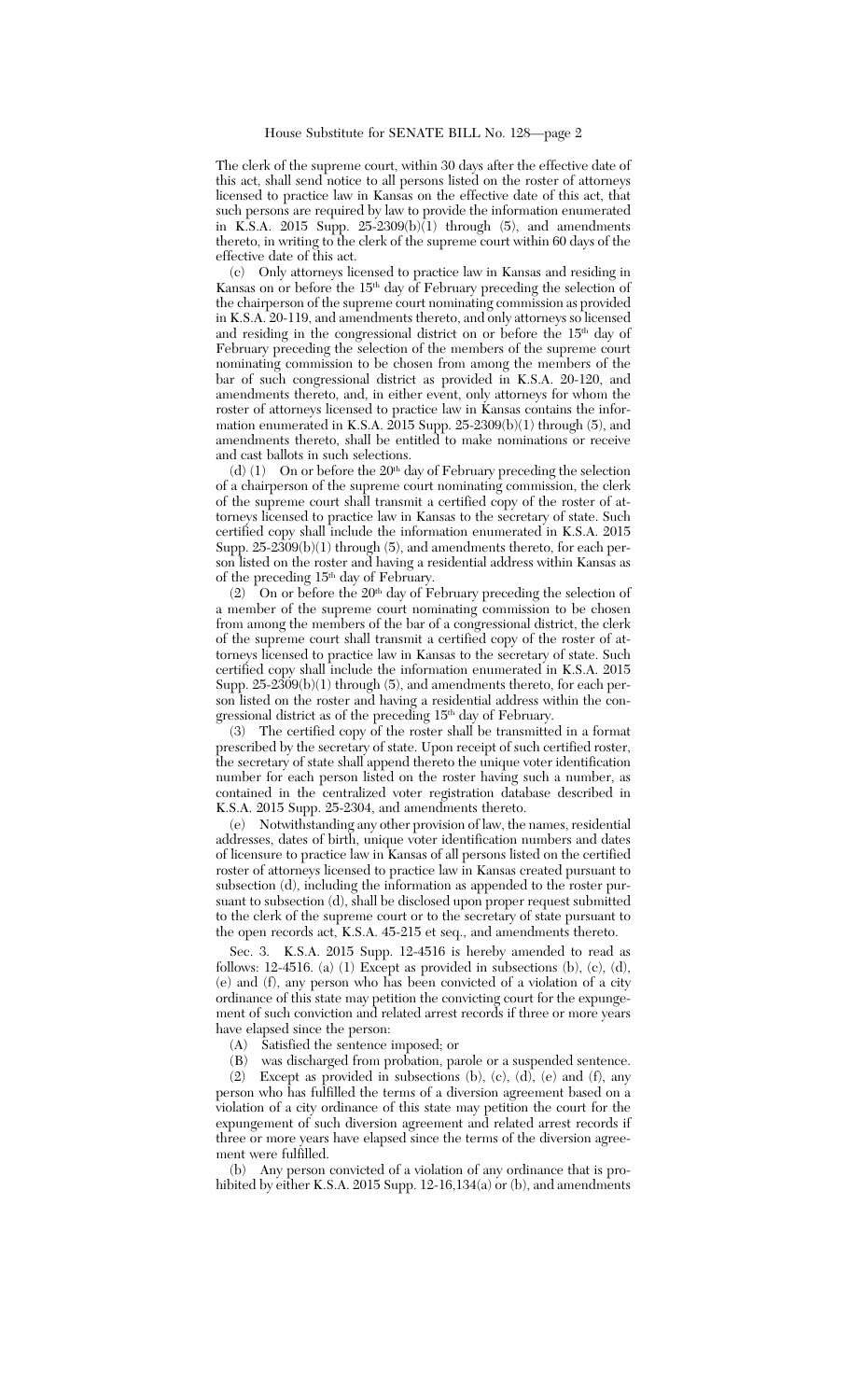The clerk of the supreme court, within 30 days after the effective date of this act, shall send notice to all persons listed on the roster of attorneys licensed to practice law in Kansas on the effective date of this act, that such persons are required by law to provide the information enumerated in K.S.A. 2015 Supp. 25-2309(b)(1) through (5), and amendments thereto, in writing to the clerk of the supreme court within 60 days of the effective date of this act.

(c) Only attorneys licensed to practice law in Kansas and residing in Kansas on or before the 15th day of February preceding the selection of the chairperson of the supreme court nominating commission as provided in K.S.A. 20-119, and amendments thereto, and only attorneys so licensed and residing in the congressional district on or before the 15th day of February preceding the selection of the members of the supreme court nominating commission to be chosen from among the members of the bar of such congressional district as provided in K.S.A. 20-120, and amendments thereto, and, in either event, only attorneys for whom the roster of attorneys licensed to practice law in Kansas contains the information enumerated in K.S.A. 2015 Supp. 25-2309(b)(1) through (5), and amendments thereto, shall be entitled to make nominations or receive and cast ballots in such selections.

(d) (1) On or before the 20th day of February preceding the selection of a chairperson of the supreme court nominating commission, the clerk of the supreme court shall transmit a certified copy of the roster of attorneys licensed to practice law in Kansas to the secretary of state. Such certified copy shall include the information enumerated in K.S.A. 2015 Supp. 25-2309(b)(1) through (5), and amendments thereto, for each person listed on the roster and having a residential address within Kansas as of the preceding 15th day of February.

(2) On or before the 20th day of February preceding the selection of a member of the supreme court nominating commission to be chosen from among the members of the bar of a congressional district, the clerk of the supreme court shall transmit a certified copy of the roster of attorneys licensed to practice law in Kansas to the secretary of state. Such certified copy shall include the information enumerated in K.S.A. 2015 Supp. 25-2309(b)(1) through (5), and amendments thereto, for each person listed on the roster and having a residential address within the congressional district as of the preceding 15th day of February.

(3) The certified copy of the roster shall be transmitted in a format prescribed by the secretary of state. Upon receipt of such certified roster, the secretary of state shall append thereto the unique voter identification number for each person listed on the roster having such a number, as contained in the centralized voter registration database described in K.S.A. 2015 Supp. 25-2304, and amendments thereto.

(e) Notwithstanding any other provision of law, the names, residential addresses, dates of birth, unique voter identification numbers and dates of licensure to practice law in Kansas of all persons listed on the certified roster of attorneys licensed to practice law in Kansas created pursuant to subsection (d), including the information as appended to the roster pursuant to subsection (d), shall be disclosed upon proper request submitted to the clerk of the supreme court or to the secretary of state pursuant to the open records act, K.S.A. 45-215 et seq., and amendments thereto.

Sec. 3. K.S.A. 2015 Supp. 12-4516 is hereby amended to read as follows: 12-4516. (a) (1) Except as provided in subsections (b), (c), (d), (e) and (f), any person who has been convicted of a violation of a city ordinance of this state may petition the convicting court for the expungement of such conviction and related arrest records if three or more years have elapsed since the person:

(A) Satisfied the sentence imposed; or

(B) was discharged from probation, parole or a suspended sentence.

(2) Except as provided in subsections (b), (c), (d), (e) and (f), any person who has fulfilled the terms of a diversion agreement based on a violation of a city ordinance of this state may petition the court for the expungement of such diversion agreement and related arrest records if three or more years have elapsed since the terms of the diversion agreement were fulfilled.

(b) Any person convicted of a violation of any ordinance that is prohibited by either K.S.A. 2015 Supp. 12-16,134(a) or (b), and amendments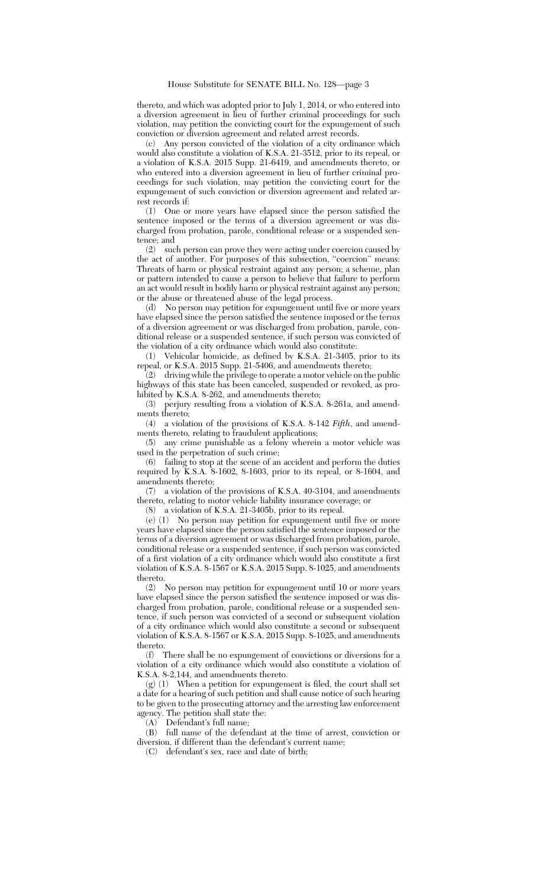thereto, and which was adopted prior to July 1, 2014, or who entered into a diversion agreement in lieu of further criminal proceedings for such violation, may petition the convicting court for the expungement of such conviction or diversion agreement and related arrest records.

(c) Any person convicted of the violation of a city ordinance which would also constitute a violation of K.S.A. 21-3512, prior to its repeal, or a violation of K.S.A. 2015 Supp. 21-6419, and amendments thereto, or who entered into a diversion agreement in lieu of further criminal proceedings for such violation, may petition the convicting court for the expungement of such conviction or diversion agreement and related arrest records if:

(1) One or more years have elapsed since the person satisfied the sentence imposed or the terms of a diversion agreement or was discharged from probation, parole, conditional release or a suspended sentence; and

(2) such person can prove they were acting under coercion caused by the act of another. For purposes of this subsection, "coercion" means: Threats of harm or physical restraint against any person; a scheme, plan or pattern intended to cause a person to believe that failure to perform an act would result in bodily harm or physical restraint against any person; or the abuse or threatened abuse of the legal process.

(d) No person may petition for expungement until five or more years have elapsed since the person satisfied the sentence imposed or the terms of a diversion agreement or was discharged from probation, parole, conditional release or a suspended sentence, if such person was convicted of the violation of a city ordinance which would also constitute:

(1) Vehicular homicide, as defined by K.S.A. 21-3405, prior to its repeal, or K.S.A. 2015 Supp. 21-5406, and amendments thereto;

(2) driving while the privilege to operate a motor vehicle on the public highways of this state has been canceled, suspended or revoked, as prohibited by K.S.A. 8-262, and amendments thereto;

(3) perjury resulting from a violation of K.S.A. 8-261a, and amendments thereto;

(4) a violation of the provisions of K.S.A. 8-142 *Fifth*, and amendments thereto, relating to fraudulent applications;

(5) any crime punishable as a felony wherein a motor vehicle was used in the perpetration of such crime;

(6) failing to stop at the scene of an accident and perform the duties required by K.S.A. 8-1602, 8-1603, prior to its repeal, or 8-1604, and amendments thereto;

(7) a violation of the provisions of K.S.A. 40-3104, and amendments thereto, relating to motor vehicle liability insurance coverage; or

(8) a violation of K.S.A. 21-3405b, prior to its repeal.

(e) (1) No person may petition for expungement until five or more years have elapsed since the person satisfied the sentence imposed or the terms of a diversion agreement or was discharged from probation, parole, conditional release or a suspended sentence, if such person was convicted of a first violation of a city ordinance which would also constitute a first violation of K.S.A. 8-1567 or K.S.A. 2015 Supp. 8-1025, and amendments thereto.

(2) No person may petition for expungement until 10 or more years have elapsed since the person satisfied the sentence imposed or was discharged from probation, parole, conditional release or a suspended sentence, if such person was convicted of a second or subsequent violation of a city ordinance which would also constitute a second or subsequent violation of K.S.A. 8-1567 or K.S.A. 2015 Supp. 8-1025, and amendments thereto.

(f) There shall be no expungement of convictions or diversions for a violation of a city ordinance which would also constitute a violation of K.S.A. 8-2,144, and amendments thereto.

(g) (1) When a petition for expungement is filed, the court shall set a date for a hearing of such petition and shall cause notice of such hearing to be given to the prosecuting attorney and the arresting law enforcement agency. The petition shall state the:

(A) Defendant's full name;

(B) full name of the defendant at the time of arrest, conviction or diversion, if different than the defendant's current name;

(C) defendant's sex, race and date of birth;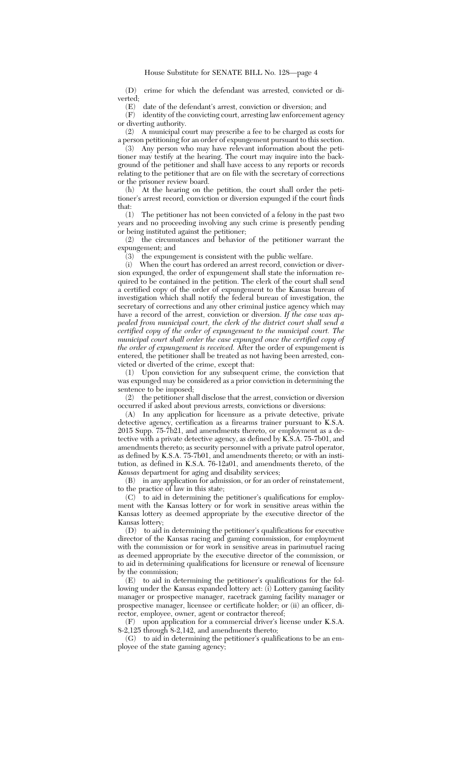(D) crime for which the defendant was arrested, convicted or diverted;

(E) date of the defendant's arrest, conviction or diversion; and

(F) identity of the convicting court, arresting law enforcement agency or diverting authority.

(2) A municipal court may prescribe a fee to be charged as costs for a person petitioning for an order of expungement pursuant to this section.

(3) Any person who may have relevant information about the petitioner may testify at the hearing. The court may inquire into the background of the petitioner and shall have access to any reports or records relating to the petitioner that are on file with the secretary of corrections or the prisoner review board.

(h) At the hearing on the petition, the court shall order the petitioner's arrest record, conviction or diversion expunged if the court finds that:

(1) The petitioner has not been convicted of a felony in the past two years and no proceeding involving any such crime is presently pending or being instituted against the petitioner;

(2) the circumstances and behavior of the petitioner warrant the expungement; and

(3) the expungement is consistent with the public welfare.

(i) When the court has ordered an arrest record, conviction or diversion expunged, the order of expungement shall state the information required to be contained in the petition. The clerk of the court shall send a certified copy of the order of expungement to the Kansas bureau of investigation which shall notify the federal bureau of investigation, the secretary of corrections and any other criminal justice agency which may have a record of the arrest, conviction or diversion. *If the case was appealed from municipal court, the clerk of the district court shall send a certified copy of the order of expungement to the municipal court. The municipal court shall order the case expunged once the certified copy of the order of expungement is received.* After the order of expungement is entered, the petitioner shall be treated as not having been arrested, convicted or diverted of the crime, except that:

(1) Upon conviction for any subsequent crime, the conviction that was expunged may be considered as a prior conviction in determining the sentence to be imposed;

(2) the petitioner shall disclose that the arrest, conviction or diversion occurred if asked about previous arrests, convictions or diversions:

(A) In any application for licensure as a private detective, private detective agency, certification as a firearms trainer pursuant to K.S.A. 2015 Supp. 75-7b21, and amendments thereto, or employment as a detective with a private detective agency, as defined by K.S.A. 75-7b01, and amendments thereto; as security personnel with a private patrol operator, as defined by K.S.A. 75-7b01, and amendments thereto; or with an institution, as defined in K.S.A. 76-12a01, and amendments thereto, of the *Kansas* department for aging and disability services;

(B) in any application for admission, or for an order of reinstatement, to the practice of law in this state;

(C) to aid in determining the petitioner's qualifications for employment with the Kansas lottery or for work in sensitive areas within the Kansas lottery as deemed appropriate by the executive director of the Kansas lottery;

(D) to aid in determining the petitioner's qualifications for executive director of the Kansas racing and gaming commission, for employment with the commission or for work in sensitive areas in parimutuel racing as deemed appropriate by the executive director of the commission, or to aid in determining qualifications for licensure or renewal of licensure by the commission;

(E) to aid in determining the petitioner's qualifications for the following under the Kansas expanded lottery act: (i) Lottery gaming facility manager or prospective manager, racetrack gaming facility manager or prospective manager, licensee or certificate holder; or (ii) an officer, director, employee, owner, agent or contractor thereof;

(F) upon application for a commercial driver's license under K.S.A. 8-2,125 through 8-2,142, and amendments thereto;

(G) to aid in determining the petitioner's qualifications to be an employee of the state gaming agency;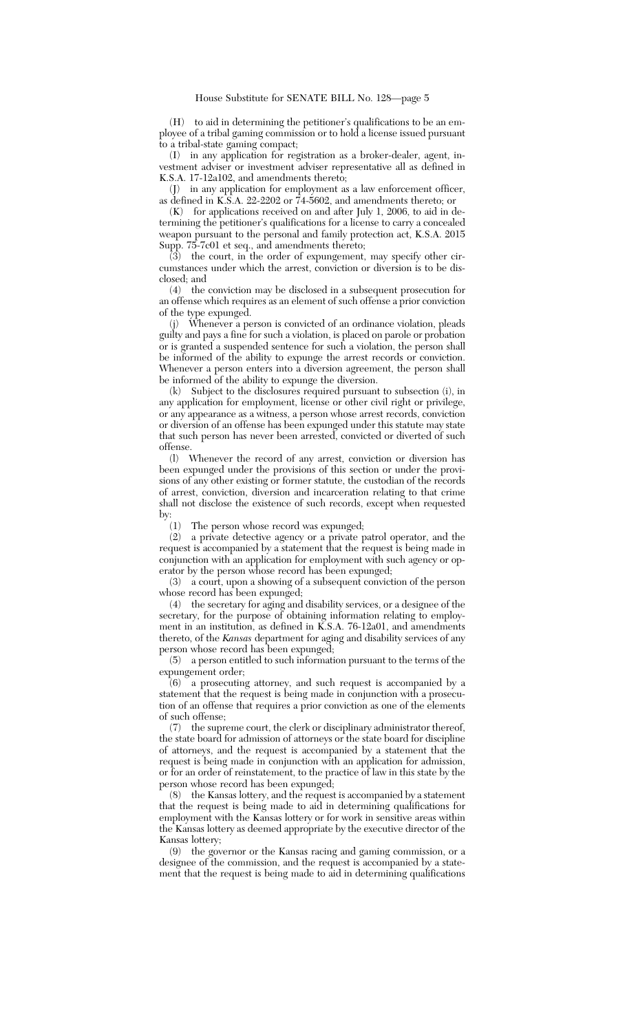(H) to aid in determining the petitioner's qualifications to be an employee of a tribal gaming commission or to hold a license issued pursuant to a tribal-state gaming compact;

(I) in any application for registration as a broker-dealer, agent, investment adviser or investment adviser representative all as defined in K.S.A. 17-12a102, and amendments thereto;

(J) in any application for employment as a law enforcement officer, as defined in K.S.A. 22-2202 or 74-5602, and amendments thereto; or

(K) for applications received on and after July 1, 2006, to aid in determining the petitioner's qualifications for a license to carry a concealed weapon pursuant to the personal and family protection act, K.S.A. 2015 Supp. 75-7c01 et seq., and amendments thereto;

(3) the court, in the order of expungement, may specify other circumstances under which the arrest, conviction or diversion is to be disclosed; and

(4) the conviction may be disclosed in a subsequent prosecution for an offense which requires as an element of such offense a prior conviction of the type expunged.

(j) Whenever a person is convicted of an ordinance violation, pleads guilty and pays a fine for such a violation, is placed on parole or probation or is granted a suspended sentence for such a violation, the person shall be informed of the ability to expunge the arrest records or conviction. Whenever a person enters into a diversion agreement, the person shall be informed of the ability to expunge the diversion.

(k) Subject to the disclosures required pursuant to subsection (i), in any application for employment, license or other civil right or privilege, or any appearance as a witness, a person whose arrest records, conviction or diversion of an offense has been expunged under this statute may state that such person has never been arrested, convicted or diverted of such offense.

(l) Whenever the record of any arrest, conviction or diversion has been expunged under the provisions of this section or under the provisions of any other existing or former statute, the custodian of the records of arrest, conviction, diversion and incarceration relating to that crime shall not disclose the existence of such records, except when requested by:

(1) The person whose record was expunged;

(2) a private detective agency or a private patrol operator, and the request is accompanied by a statement that the request is being made in conjunction with an application for employment with such agency or operator by the person whose record has been expunged;

(3) a court, upon a showing of a subsequent conviction of the person whose record has been expunged;

(4) the secretary for aging and disability services, or a designee of the secretary, for the purpose of obtaining information relating to employment in an institution, as defined in K.S.A. 76-12a01, and amendments thereto, of the *Kansas* department for aging and disability services of any person whose record has been expunged;

(5) a person entitled to such information pursuant to the terms of the expungement order;

(6) a prosecuting attorney, and such request is accompanied by a statement that the request is being made in conjunction with a prosecution of an offense that requires a prior conviction as one of the elements of such offense;

(7) the supreme court, the clerk or disciplinary administrator thereof, the state board for admission of attorneys or the state board for discipline of attorneys, and the request is accompanied by a statement that the request is being made in conjunction with an application for admission, or for an order of reinstatement, to the practice of law in this state by the person whose record has been expunged;

(8) the Kansas lottery, and the request is accompanied by a statement that the request is being made to aid in determining qualifications for employment with the Kansas lottery or for work in sensitive areas within the Kansas lottery as deemed appropriate by the executive director of the Kansas lottery;

(9) the governor or the Kansas racing and gaming commission, or a designee of the commission, and the request is accompanied by a statement that the request is being made to aid in determining qualifications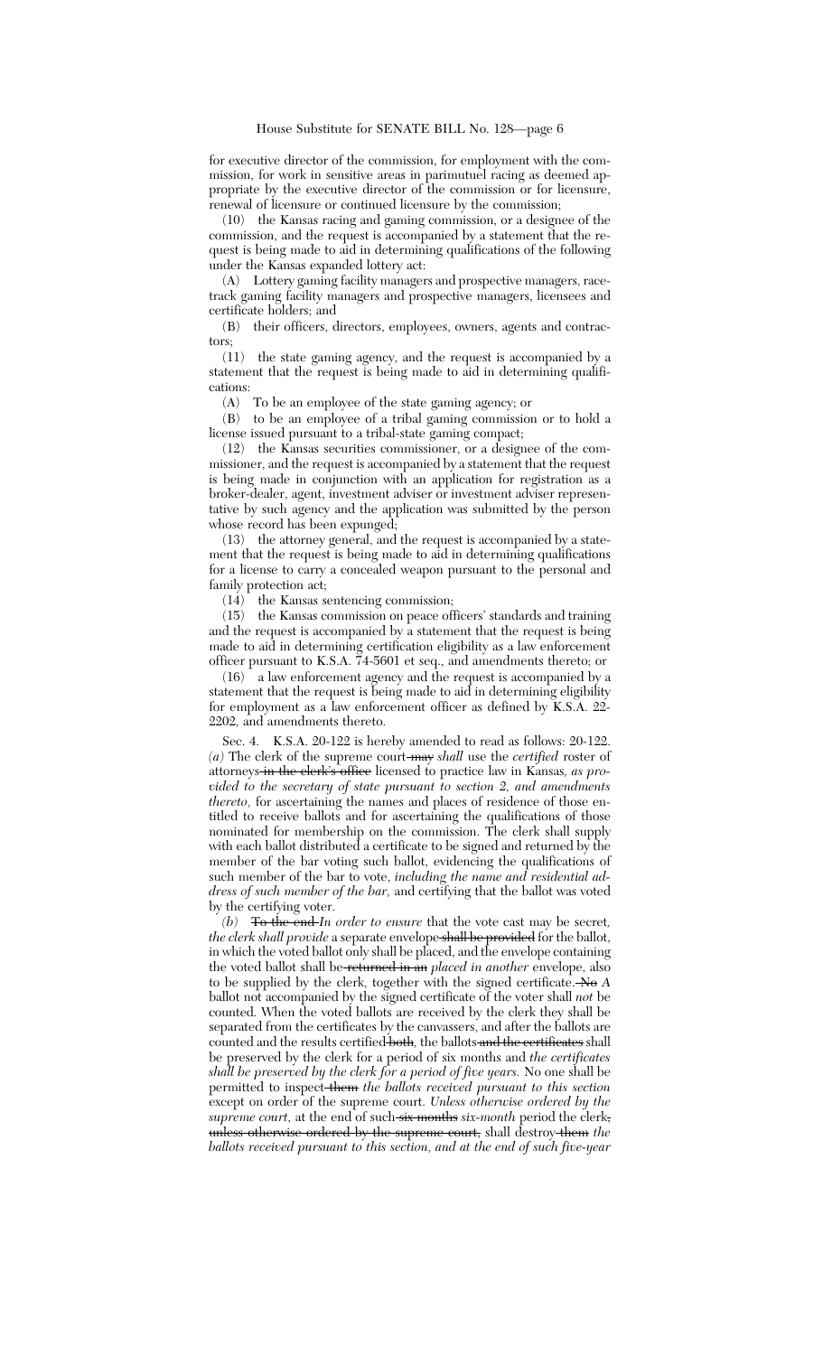for executive director of the commission, for employment with the commission, for work in sensitive areas in parimutuel racing as deemed appropriate by the executive director of the commission or for licensure, renewal of licensure or continued licensure by the commission;

(10) the Kansas racing and gaming commission, or a designee of the commission, and the request is accompanied by a statement that the request is being made to aid in determining qualifications of the following under the Kansas expanded lottery act:

(A) Lottery gaming facility managers and prospective managers, racetrack gaming facility managers and prospective managers, licensees and certificate holders; and

(B) their officers, directors, employees, owners, agents and contractors;

(11) the state gaming agency, and the request is accompanied by a statement that the request is being made to aid in determining qualifications:

(A) To be an employee of the state gaming agency; or

(B) to be an employee of a tribal gaming commission or to hold a license issued pursuant to a tribal-state gaming compact;

(12) the Kansas securities commissioner, or a designee of the commissioner, and the request is accompanied by a statement that the request is being made in conjunction with an application for registration as a broker-dealer, agent, investment adviser or investment adviser representative by such agency and the application was submitted by the person whose record has been expunged;

(13) the attorney general, and the request is accompanied by a statement that the request is being made to aid in determining qualifications for a license to carry a concealed weapon pursuant to the personal and family protection act;

(14) the Kansas sentencing commission;

(15) the Kansas commission on peace officers' standards and training and the request is accompanied by a statement that the request is being made to aid in determining certification eligibility as a law enforcement officer pursuant to K.S.A. 74-5601 et seq., and amendments thereto; or

(16) a law enforcement agency and the request is accompanied by a statement that the request is being made to aid in determining eligibility for employment as a law enforcement officer as defined by K.S.A. 22-2202, and amendments thereto.

Sec. 4. K.S.A. 20-122 is hereby amended to read as follows: 20-122. *(a)* The clerk of the supreme court ~~may~~ *shall* use the *certified* roster of attorneys ~~in the clerk's office~~ licensed to practice law in Kansas*, as provided to the secretary of state pursuant to section 2, and amendments thereto,* for ascertaining the names and places of residence of those entitled to receive ballots and for ascertaining the qualifications of those nominated for membership on the commission. The clerk shall supply with each ballot distributed a certificate to be signed and returned by the member of the bar voting such ballot, evidencing the qualifications of such member of the bar to vote, *including the name and residential address of such member of the bar,* and certifying that the ballot was voted by the certifying voter.

*(b)* ~~To the end~~ *In order to ensure* that the vote cast may be secret, *the clerk shall provide* a separate envelope ~~shall be provided~~ for the ballot, in which the voted ballot only shall be placed, and the envelope containing the voted ballot shall be ~~returned in an~~ *placed in another* envelope, also to be supplied by the clerk, together with the signed certificate. ~~No~~ *A* ballot not accompanied by the signed certificate of the voter shall *not* be counted. When the voted ballots are received by the clerk they shall be separated from the certificates by the canvassers, and after the ballots are counted and the results certified ~~both~~, the ballots ~~and the certificates~~ shall be preserved by the clerk for a period of six months and *the certificates shall be preserved by the clerk for a period of five years.* No one shall be permitted to inspect ~~them~~ *the ballots received pursuant to this section* except on order of the supreme court. *Unless otherwise ordered by the supreme court,* at the end of such ~~six months~~ *six-month* period the clerk~~, unless otherwise ordered by the supreme court,~~ shall destroy ~~them~~ *the ballots received pursuant to this section, and at the end of such five-year*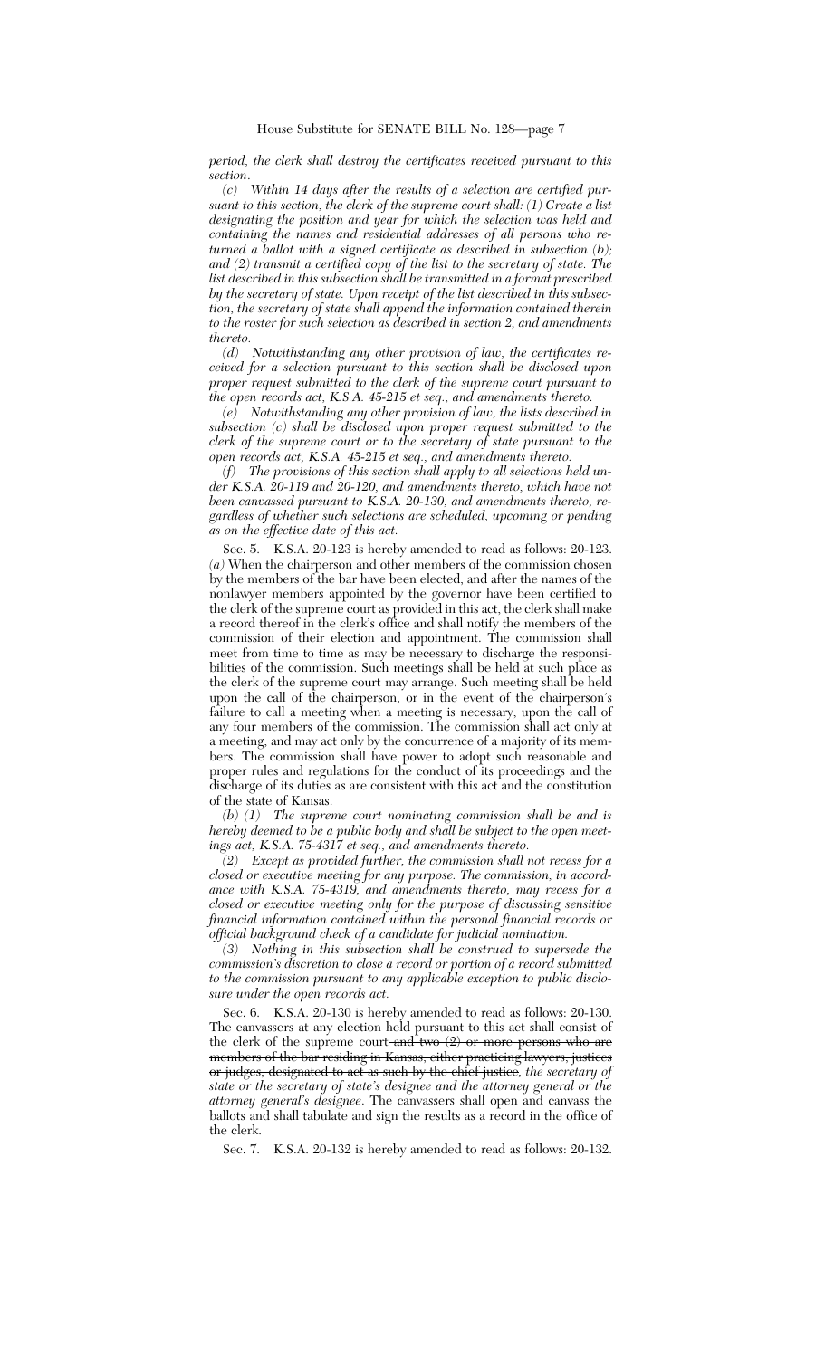*period, the clerk shall destroy the certificates received pursuant to this section.*

*(c) Within 14 days after the results of a selection are certified pursuant to this section, the clerk of the supreme court shall: (1) Create a list designating the position and year for which the selection was held and containing the names and residential addresses of all persons who returned a ballot with a signed certificate as described in subsection (b); and (2) transmit a certified copy of the list to the secretary of state. The list described in this subsection shall be transmitted in a format prescribed by the secretary of state. Upon receipt of the list described in this subsection, the secretary of state shall append the information contained therein to the roster for such selection as described in section 2, and amendments thereto.*

*(d) Notwithstanding any other provision of law, the certificates received for a selection pursuant to this section shall be disclosed upon proper request submitted to the clerk of the supreme court pursuant to the open records act, K.S.A. 45-215 et seq., and amendments thereto.*

*(e) Notwithstanding any other provision of law, the lists described in subsection (c) shall be disclosed upon proper request submitted to the clerk of the supreme court or to the secretary of state pursuant to the open records act, K.S.A. 45-215 et seq., and amendments thereto.*

*(f) The provisions of this section shall apply to all selections held under K.S.A. 20-119 and 20-120, and amendments thereto, which have not been canvassed pursuant to K.S.A. 20-130, and amendments thereto, regardless of whether such selections are scheduled, upcoming or pending as on the effective date of this act.*

Sec. 5. K.S.A. 20-123 is hereby amended to read as follows: 20-123. *(a)* When the chairperson and other members of the commission chosen by the members of the bar have been elected, and after the names of the nonlawyer members appointed by the governor have been certified to the clerk of the supreme court as provided in this act, the clerk shall make a record thereof in the clerk's office and shall notify the members of the commission of their election and appointment. The commission shall meet from time to time as may be necessary to discharge the responsibilities of the commission. Such meetings shall be held at such place as the clerk of the supreme court may arrange. Such meeting shall be held upon the call of the chairperson, or in the event of the chairperson's failure to call a meeting when a meeting is necessary, upon the call of any four members of the commission. The commission shall act only at a meeting, and may act only by the concurrence of a majority of its members. The commission shall have power to adopt such reasonable and proper rules and regulations for the conduct of its proceedings and the discharge of its duties as are consistent with this act and the constitution of the state of Kansas.

*(b) (1) The supreme court nominating commission shall be and is hereby deemed to be a public body and shall be subject to the open meetings act, K.S.A. 75-4317 et seq., and amendments thereto.*

*(2) Except as provided further, the commission shall not recess for a closed or executive meeting for any purpose. The commission, in accordance with K.S.A. 75-4319, and amendments thereto, may recess for a closed or executive meeting only for the purpose of discussing sensitive financial information contained within the personal financial records or official background check of a candidate for judicial nomination.*

*(3) Nothing in this subsection shall be construed to supersede the commission's discretion to close a record or portion of a record submitted to the commission pursuant to any applicable exception to public disclosure under the open records act.*

Sec. 6. K.S.A. 20-130 is hereby amended to read as follows: 20-130. The canvassers at any election held pursuant to this act shall consist of the clerk of the supreme court ~~and two (2) or more persons who are members of the bar residing in Kansas, either practicing lawyers, justices or judges, designated to act as such by the chief justice~~, *the secretary of state or the secretary of state's designee and the attorney general or the attorney general's designee*. The canvassers shall open and canvass the ballots and shall tabulate and sign the results as a record in the office of the clerk.

Sec. 7. K.S.A. 20-132 is hereby amended to read as follows: 20-132.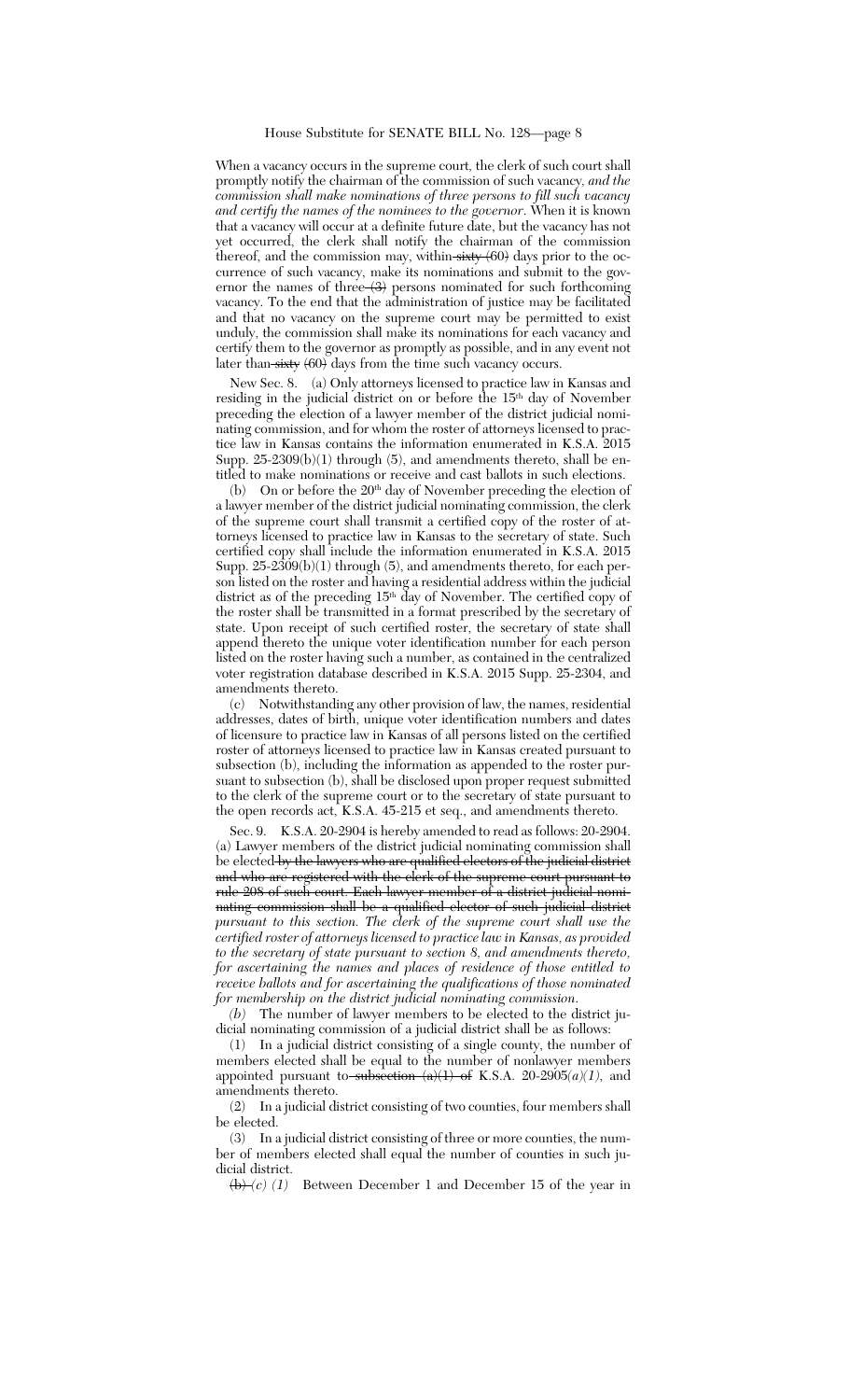When a vacancy occurs in the supreme court, the clerk of such court shall promptly notify the chairman of the commission of such vacancy, *and the commission shall make nominations of three persons to fill such vacancy and certify the names of the nominees to the governor*. When it is known that a vacancy will occur at a definite future date, but the vacancy has not yet occurred, the clerk shall notify the chairman of the commission thereof, and the commission may, within ~~sixty (60)~~ days prior to the occurrence of such vacancy, make its nominations and submit to the governor the names of three ~~(3)~~ persons nominated for such forthcoming vacancy. To the end that the administration of justice may be facilitated and that no vacancy on the supreme court may be permitted to exist unduly, the commission shall make its nominations for each vacancy and certify them to the governor as promptly as possible, and in any event not later than ~~sixty (60)~~ days from the time such vacancy occurs.

New Sec. 8. (a) Only attorneys licensed to practice law in Kansas and residing in the judicial district on or before the 15th day of November preceding the election of a lawyer member of the district judicial nominating commission, and for whom the roster of attorneys licensed to practice law in Kansas contains the information enumerated in K.S.A. 2015 Supp. 25-2309(b)(1) through (5), and amendments thereto, shall be entitled to make nominations or receive and cast ballots in such elections.

(b) On or before the 20th day of November preceding the election of a lawyer member of the district judicial nominating commission, the clerk of the supreme court shall transmit a certified copy of the roster of attorneys licensed to practice law in Kansas to the secretary of state. Such certified copy shall include the information enumerated in K.S.A. 2015 Supp. 25-2309(b)(1) through (5), and amendments thereto, for each person listed on the roster and having a residential address within the judicial district as of the preceding 15th day of November. The certified copy of the roster shall be transmitted in a format prescribed by the secretary of state. Upon receipt of such certified roster, the secretary of state shall append thereto the unique voter identification number for each person listed on the roster having such a number, as contained in the centralized voter registration database described in K.S.A. 2015 Supp. 25-2304, and amendments thereto.

(c) Notwithstanding any other provision of law, the names, residential addresses, dates of birth, unique voter identification numbers and dates of licensure to practice law in Kansas of all persons listed on the certified roster of attorneys licensed to practice law in Kansas created pursuant to subsection (b), including the information as appended to the roster pursuant to subsection (b), shall be disclosed upon proper request submitted to the clerk of the supreme court or to the secretary of state pursuant to the open records act, K.S.A. 45-215 et seq., and amendments thereto.

Sec. 9. K.S.A. 20-2904 is hereby amended to read as follows: 20-2904. (a) Lawyer members of the district judicial nominating commission shall be elected ~~by the lawyers who are qualified electors of the judicial district and who are registered with the clerk of the supreme court pursuant to rule 208 of such court. Each lawyer member of a district judicial nominating commission shall be a qualified elector of such judicial district~~ *pursuant to this section. The clerk of the supreme court shall use the certified roster of attorneys licensed to practice law in Kansas, as provided to the secretary of state pursuant to section 8, and amendments thereto, for ascertaining the names and places of residence of those entitled to receive ballots and for ascertaining the qualifications of those nominated for membership on the district judicial nominating commission.*

*(b)* The number of lawyer members to be elected to the district judicial nominating commission of a judicial district shall be as follows:

(1) In a judicial district consisting of a single county, the number of members elected shall be equal to the number of nonlawyer members appointed pursuant to ~~subsection (a)(1) of~~ K.S.A. 20-2905*(a)(1)*, and amendments thereto.

(2) In a judicial district consisting of two counties, four members shall be elected.

(3) In a judicial district consisting of three or more counties, the number of members elected shall equal the number of counties in such judicial district.

~~(b)~~ *(c) (1)* Between December 1 and December 15 of the year in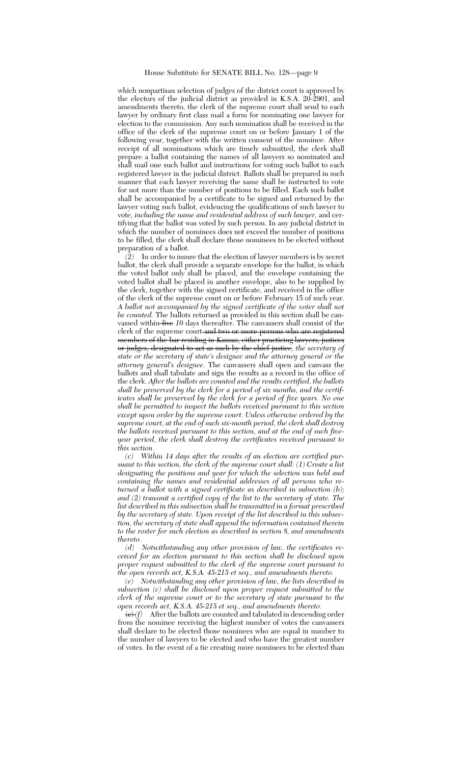which nonpartisan selection of judges of the district court is approved by the electors of the judicial district as provided in K.S.A. 20-2901, and amendments thereto, the clerk of the supreme court shall send to each lawyer by ordinary first class mail a form for nominating one lawyer for election to the commission. Any such nomination shall be received in the office of the clerk of the supreme court on or before January 1 of the following year, together with the written consent of the nominee. After receipt of all nominations which are timely submitted, the clerk shall prepare a ballot containing the names of all lawyers so nominated and shall mail one such ballot and instructions for voting such ballot to each registered lawyer in the judicial district. Ballots shall be prepared in such manner that each lawyer receiving the same shall be instructed to vote for not more than the number of positions to be filled. Each such ballot shall be accompanied by a certificate to be signed and returned by the lawyer voting such ballot, evidencing the qualifications of such lawyer to vote, *including the name and residential address of such lawyer,* and certifying that the ballot was voted by such person. In any judicial district in which the number of nominees does not exceed the number of positions to be filled, the clerk shall declare those nominees to be elected without preparation of a ballot.

*(2)* In order to insure that the election of lawyer members is by secret ballot, the clerk shall provide a separate envelope for the ballot, in which the voted ballot only shall be placed, and the envelope containing the voted ballot shall be placed in another envelope, also to be supplied by the clerk, together with the signed certificate, and received in the office of the clerk of the supreme court on or before February 15 of such year. *A ballot not accompanied by the signed certificate of the voter shall not be counted.* The ballots returned as provided in this section shall be canvassed within ~~five~~ *10* days thereafter. The canvassers shall consist of the clerk of the supreme court ~~and two or more persons who are registered members of the bar residing in Kansas, either practicing lawyers, justices or judges, designated to act as such by the chief justice~~*, the secretary of state or the secretary of state's designee and the attorney general or the attorney general's designee*. The canvassers shall open and canvass the ballots and shall tabulate and sign the results as a record in the office of the clerk. *After the ballots are counted and the results certified, the ballots shall be preserved by the clerk for a period of six months, and the certificates shall be preserved by the clerk for a period of five years. No one shall be permitted to inspect the ballots received pursuant to this section except upon order by the supreme court. Unless otherwise ordered by the supreme court, at the end of such six-month period, the clerk shall destroy the ballots received pursuant to this section, and at the end of such five-year period, the clerk shall destroy the certificates received pursuant to this section.*

*(c) Within 14 days after the results of an election are certified pursuant to this section, the clerk of the supreme court shall: (1) Create a list designating the positions and year for which the selection was held and containing the names and residential addresses of all persons who returned a ballot with a signed certificate as described in subsection (b); and (2) transmit a certified copy of the list to the secretary of state. The list described in this subsection shall be transmitted in a format prescribed by the secretary of state. Upon receipt of the list described in this subsection, the secretary of state shall append the information contained therein to the roster for such election as described in section 8, and amendments thereto.*

*(d) Notwithstanding any other provision of law, the certificates received for an election pursuant to this section shall be disclosed upon proper request submitted to the clerk of the supreme court pursuant to the open records act, K.S.A. 45-215 et seq., and amendments thereto.*

*(e) Notwithstanding any other provision of law, the lists described in subsection (c) shall be disclosed upon proper request submitted to the clerk of the supreme court or to the secretary of state pursuant to the open records act, K.S.A. 45-215 et seq., and amendments thereto.*

~~(c)~~ *(f)* After the ballots are counted and tabulated in descending order from the nominee receiving the highest number of votes the canvassers shall declare to be elected those nominees who are equal in number to the number of lawyers to be elected and who have the greatest number of votes. In the event of a tie creating more nominees to be elected than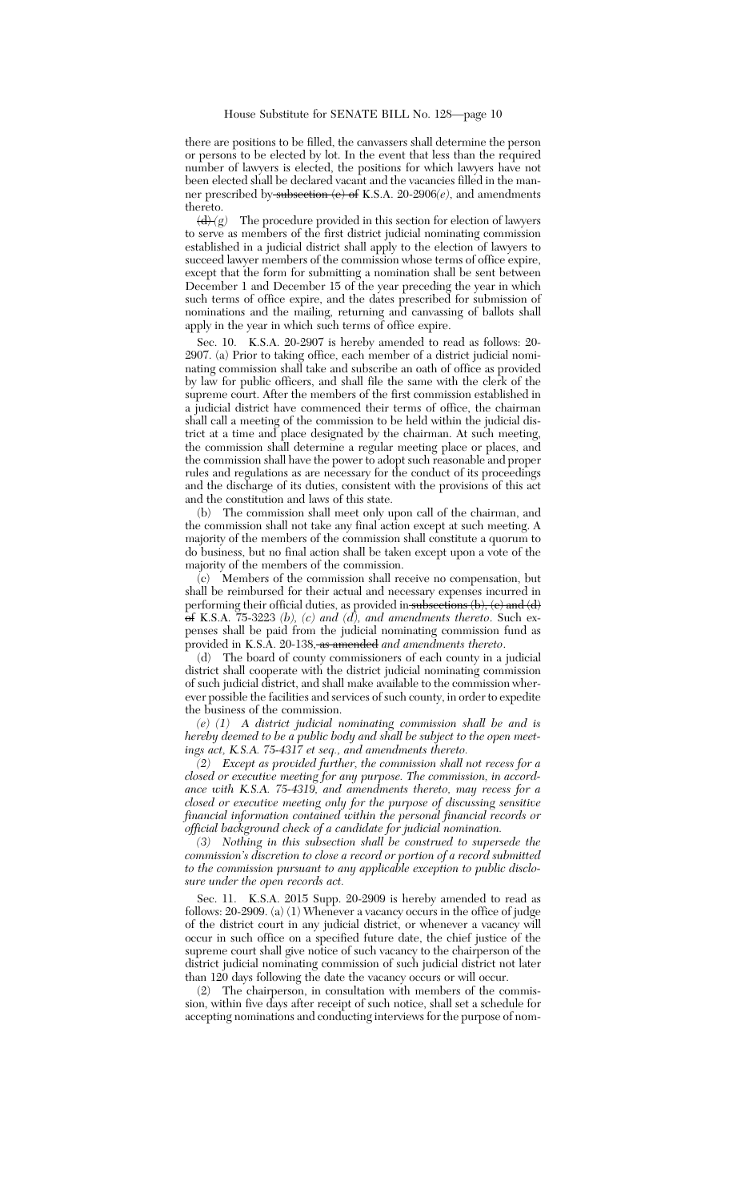there are positions to be filled, the canvassers shall determine the person or persons to be elected by lot. In the event that less than the required number of lawyers is elected, the positions for which lawyers have not been elected shall be declared vacant and the vacancies filled in the manner prescribed by ~~subsection (c) of~~ K.S.A. 20-2906*(e)*, and amendments thereto.

~~(d)~~ *(g)* The procedure provided in this section for election of lawyers to serve as members of the first district judicial nominating commission established in a judicial district shall apply to the election of lawyers to succeed lawyer members of the commission whose terms of office expire, except that the form for submitting a nomination shall be sent between December 1 and December 15 of the year preceding the year in which such terms of office expire, and the dates prescribed for submission of nominations and the mailing, returning and canvassing of ballots shall apply in the year in which such terms of office expire.

Sec. 10. K.S.A. 20-2907 is hereby amended to read as follows: 20-2907. (a) Prior to taking office, each member of a district judicial nominating commission shall take and subscribe an oath of office as provided by law for public officers, and shall file the same with the clerk of the supreme court. After the members of the first commission established in a judicial district have commenced their terms of office, the chairman shall call a meeting of the commission to be held within the judicial district at a time and place designated by the chairman. At such meeting, the commission shall determine a regular meeting place or places, and the commission shall have the power to adopt such reasonable and proper rules and regulations as are necessary for the conduct of its proceedings and the discharge of its duties, consistent with the provisions of this act and the constitution and laws of this state.

(b) The commission shall meet only upon call of the chairman, and the commission shall not take any final action except at such meeting. A majority of the members of the commission shall constitute a quorum to do business, but no final action shall be taken except upon a vote of the majority of the members of the commission.

(c) Members of the commission shall receive no compensation, but shall be reimbursed for their actual and necessary expenses incurred in performing their official duties, as provided in ~~subsections (b), (c) and (d) of~~ K.S.A. 75-3223 *(b), (c) and (d), and amendments thereto*. Such expenses shall be paid from the judicial nominating commission fund as provided in K.S.A. 20-138~~, as amended~~ *and amendments thereto*.

(d) The board of county commissioners of each county in a judicial district shall cooperate with the district judicial nominating commission of such judicial district, and shall make available to the commission wherever possible the facilities and services of such county, in order to expedite the business of the commission.

*(e) (1) A district judicial nominating commission shall be and is hereby deemed to be a public body and shall be subject to the open meetings act, K.S.A. 75-4317 et seq., and amendments thereto.*

*(2) Except as provided further, the commission shall not recess for a closed or executive meeting for any purpose. The commission, in accordance with K.S.A. 75-4319, and amendments thereto, may recess for a closed or executive meeting only for the purpose of discussing sensitive financial information contained within the personal financial records or official background check of a candidate for judicial nomination.*

*(3) Nothing in this subsection shall be construed to supersede the commission's discretion to close a record or portion of a record submitted to the commission pursuant to any applicable exception to public disclosure under the open records act.*

Sec. 11. K.S.A. 2015 Supp. 20-2909 is hereby amended to read as follows: 20-2909. (a) (1) Whenever a vacancy occurs in the office of judge of the district court in any judicial district, or whenever a vacancy will occur in such office on a specified future date, the chief justice of the supreme court shall give notice of such vacancy to the chairperson of the district judicial nominating commission of such judicial district not later than 120 days following the date the vacancy occurs or will occur.

(2) The chairperson, in consultation with members of the commission, within five days after receipt of such notice, shall set a schedule for accepting nominations and conducting interviews for the purpose of nom-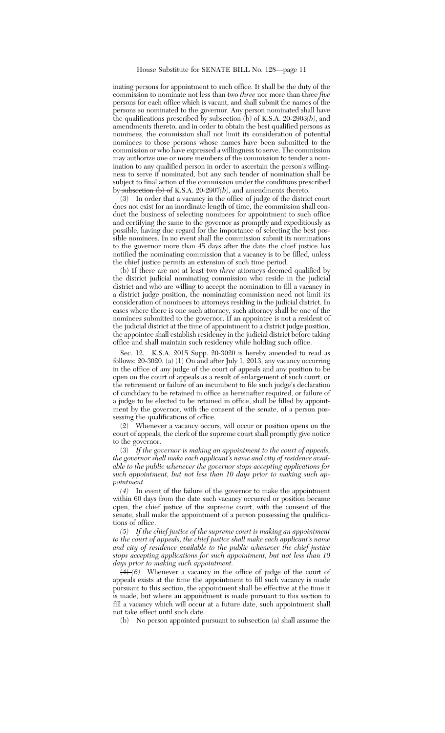inating persons for appointment to such office. It shall be the duty of the commission to nominate not less than ~~two~~ *three* nor more than ~~three~~ *five* persons for each office which is vacant, and shall submit the names of the persons so nominated to the governor. Any person nominated shall have the qualifications prescribed by ~~subsection (b) of~~ K.S.A. 20-2903*(b)*, and amendments thereto, and in order to obtain the best qualified persons as nominees, the commission shall not limit its consideration of potential nominees to those persons whose names have been submitted to the commission or who have expressed a willingness to serve. The commission may authorize one or more members of the commission to tender a nomination to any qualified person in order to ascertain the person's willingness to serve if nominated, but any such tender of nomination shall be subject to final action of the commission under the conditions prescribed by ~~subsection (b) of~~ K.S.A. 20-2907*(b)*, and amendments thereto.

(3) In order that a vacancy in the office of judge of the district court does not exist for an inordinate length of time, the commission shall conduct the business of selecting nominees for appointment to such office and certifying the same to the governor as promptly and expeditiously as possible, having due regard for the importance of selecting the best possible nominees. In no event shall the commission submit its nominations to the governor more than 45 days after the date the chief justice has notified the nominating commission that a vacancy is to be filled, unless the chief justice permits an extension of such time period.

(b) If there are not at least ~~two~~ *three* attorneys deemed qualified by the district judicial nominating commission who reside in the judicial district and who are willing to accept the nomination to fill a vacancy in a district judge position, the nominating commission need not limit its consideration of nominees to attorneys residing in the judicial district. In cases where there is one such attorney, such attorney shall be one of the nominees submitted to the governor. If an appointee is not a resident of the judicial district at the time of appointment to a district judge position, the appointee shall establish residency in the judicial district before taking office and shall maintain such residency while holding such office.

Sec. 12. K.S.A. 2015 Supp. 20-3020 is hereby amended to read as follows: 20-3020. (a) (1) On and after July 1, 2013, any vacancy occurring in the office of any judge of the court of appeals and any position to be open on the court of appeals as a result of enlargement of such court, or the retirement or failure of an incumbent to file such judge's declaration of candidacy to be retained in office as hereinafter required, or failure of a judge to be elected to be retained in office, shall be filled by appointment by the governor, with the consent of the senate, of a person possessing the qualifications of office.

(2) Whenever a vacancy occurs, will occur or position opens on the court of appeals, the clerk of the supreme court shall promptly give notice to the governor.

*(3) If the governor is making an appointment to the court of appeals, the governor shall make each applicant's name and city of residence available to the public whenever the governor stops accepting applications for such appointment, but not less than 10 days prior to making such appointment.*

*(4)* In event of the failure of the governor to make the appointment within 60 days from the date such vacancy occurred or position became open, the chief justice of the supreme court, with the consent of the senate, shall make the appointment of a person possessing the qualifications of office.

*(5) If the chief justice of the supreme court is making an appointment to the court of appeals, the chief justice shall make each applicant's name and city of residence available to the public whenever the chief justice stops accepting applications for such appointment, but not less than 10 days prior to making such appointment.*

~~(4)~~ *(6)* Whenever a vacancy in the office of judge of the court of appeals exists at the time the appointment to fill such vacancy is made pursuant to this section, the appointment shall be effective at the time it is made, but where an appointment is made pursuant to this section to fill a vacancy which will occur at a future date, such appointment shall not take effect until such date.

(b) No person appointed pursuant to subsection (a) shall assume the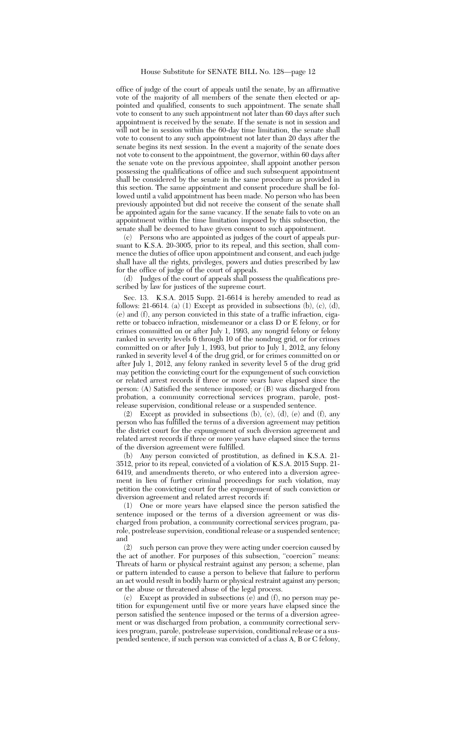office of judge of the court of appeals until the senate, by an affirmative vote of the majority of all members of the senate then elected or appointed and qualified, consents to such appointment. The senate shall vote to consent to any such appointment not later than 60 days after such appointment is received by the senate. If the senate is not in session and will not be in session within the 60-day time limitation, the senate shall vote to consent to any such appointment not later than 20 days after the senate begins its next session. In the event a majority of the senate does not vote to consent to the appointment, the governor, within 60 days after the senate vote on the previous appointee, shall appoint another person possessing the qualifications of office and such subsequent appointment shall be considered by the senate in the same procedure as provided in this section. The same appointment and consent procedure shall be followed until a valid appointment has been made. No person who has been previously appointed but did not receive the consent of the senate shall be appointed again for the same vacancy. If the senate fails to vote on an appointment within the time limitation imposed by this subsection, the senate shall be deemed to have given consent to such appointment.

(c) Persons who are appointed as judges of the court of appeals pursuant to K.S.A. 20-3005, prior to its repeal, and this section, shall commence the duties of office upon appointment and consent, and each judge shall have all the rights, privileges, powers and duties prescribed by law for the office of judge of the court of appeals.

(d) Judges of the court of appeals shall possess the qualifications prescribed by law for justices of the supreme court.

Sec. 13. K.S.A. 2015 Supp. 21-6614 is hereby amended to read as follows: 21-6614. (a) (1) Except as provided in subsections (b), (c), (d), (e) and (f), any person convicted in this state of a traffic infraction, cigarette or tobacco infraction, misdemeanor or a class D or E felony, or for crimes committed on or after July 1, 1993, any nongrid felony or felony ranked in severity levels 6 through 10 of the nondrug grid, or for crimes committed on or after July 1, 1993, but prior to July 1, 2012, any felony ranked in severity level 4 of the drug grid, or for crimes committed on or after July 1, 2012, any felony ranked in severity level 5 of the drug grid may petition the convicting court for the expungement of such conviction or related arrest records if three or more years have elapsed since the person: (A) Satisfied the sentence imposed; or (B) was discharged from probation, a community correctional services program, parole, postrelease supervision, conditional release or a suspended sentence.

(2) Except as provided in subsections (b), (c), (d), (e) and (f), any person who has fulfilled the terms of a diversion agreement may petition the district court for the expungement of such diversion agreement and related arrest records if three or more years have elapsed since the terms of the diversion agreement were fulfilled.

(b) Any person convicted of prostitution, as defined in K.S.A. 21-3512, prior to its repeal, convicted of a violation of K.S.A. 2015 Supp. 21-6419, and amendments thereto, or who entered into a diversion agreement in lieu of further criminal proceedings for such violation, may petition the convicting court for the expungement of such conviction or diversion agreement and related arrest records if:

(1) One or more years have elapsed since the person satisfied the sentence imposed or the terms of a diversion agreement or was discharged from probation, a community correctional services program, parole, postrelease supervision, conditional release or a suspended sentence; and

(2) such person can prove they were acting under coercion caused by the act of another. For purposes of this subsection, "coercion" means: Threats of harm or physical restraint against any person; a scheme, plan or pattern intended to cause a person to believe that failure to perform an act would result in bodily harm or physical restraint against any person; or the abuse or threatened abuse of the legal process.

(c) Except as provided in subsections (e) and (f), no person may petition for expungement until five or more years have elapsed since the person satisfied the sentence imposed or the terms of a diversion agreement or was discharged from probation, a community correctional services program, parole, postrelease supervision, conditional release or a suspended sentence, if such person was convicted of a class A, B or C felony,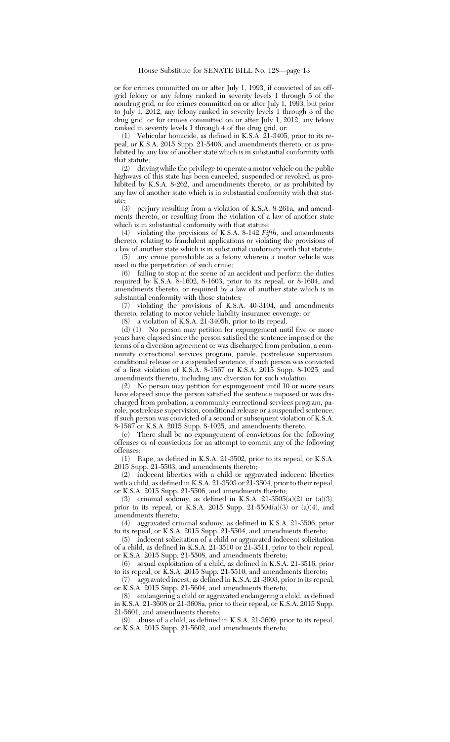or for crimes committed on or after July 1, 1993, if convicted of an off-grid felony or any felony ranked in severity levels 1 through 5 of the nondrug grid, or for crimes committed on or after July 1, 1993, but prior to July 1, 2012, any felony ranked in severity levels 1 through 3 of the drug grid, or for crimes committed on or after July 1, 2012, any felony ranked in severity levels 1 through 4 of the drug grid, or:

(1) Vehicular homicide, as defined in K.S.A. 21-3405, prior to its repeal, or K.S.A. 2015 Supp. 21-5406, and amendments thereto, or as prohibited by any law of another state which is in substantial conformity with that statute;

(2) driving while the privilege to operate a motor vehicle on the public highways of this state has been canceled, suspended or revoked, as prohibited by K.S.A. 8-262, and amendments thereto, or as prohibited by any law of another state which is in substantial conformity with that statute;

(3) perjury resulting from a violation of K.S.A. 8-261a, and amendments thereto, or resulting from the violation of a law of another state which is in substantial conformity with that statute;

(4) violating the provisions of K.S.A. 8-142 *Fifth*, and amendments thereto, relating to fraudulent applications or violating the provisions of a law of another state which is in substantial conformity with that statute;

(5) any crime punishable as a felony wherein a motor vehicle was used in the perpetration of such crime;

(6) failing to stop at the scene of an accident and perform the duties required by K.S.A. 8-1602, 8-1603, prior to its repeal, or 8-1604, and amendments thereto, or required by a law of another state which is in substantial conformity with those statutes;

(7) violating the provisions of K.S.A. 40-3104, and amendments thereto, relating to motor vehicle liability insurance coverage; or

(8) a violation of K.S.A. 21-3405b, prior to its repeal.

(d) (1) No person may petition for expungement until five or more years have elapsed since the person satisfied the sentence imposed or the terms of a diversion agreement or was discharged from probation, a community correctional services program, parole, postrelease supervision, conditional release or a suspended sentence, if such person was convicted of a first violation of K.S.A. 8-1567 or K.S.A. 2015 Supp. 8-1025, and amendments thereto, including any diversion for such violation.

(2) No person may petition for expungement until 10 or more years have elapsed since the person satisfied the sentence imposed or was discharged from probation, a community correctional services program, parole, postrelease supervision, conditional release or a suspended sentence, if such person was convicted of a second or subsequent violation of K.S.A. 8-1567 or K.S.A. 2015 Supp. 8-1025, and amendments thereto.

(e) There shall be no expungement of convictions for the following offenses or of convictions for an attempt to commit any of the following offenses:

(1) Rape, as defined in K.S.A. 21-3502, prior to its repeal, or K.S.A. 2015 Supp. 21-5503, and amendments thereto;

(2) indecent liberties with a child or aggravated indecent liberties with a child, as defined in K.S.A. 21-3503 or 21-3504, prior to their repeal, or K.S.A. 2015 Supp. 21-5506, and amendments thereto;

(3) criminal sodomy, as defined in K.S.A. 21-3505(a)(2) or (a)(3), prior to its repeal, or K.S.A. 2015 Supp. 21-5504(a)(3) or (a)(4), and amendments thereto;

(4) aggravated criminal sodomy, as defined in K.S.A. 21-3506, prior to its repeal, or K.S.A. 2015 Supp. 21-5504, and amendments thereto;

(5) indecent solicitation of a child or aggravated indecent solicitation of a child, as defined in K.S.A. 21-3510 or 21-3511, prior to their repeal, or K.S.A. 2015 Supp. 21-5508, and amendments thereto;

(6) sexual exploitation of a child, as defined in K.S.A. 21-3516, prior to its repeal, or K.S.A. 2015 Supp. 21-5510, and amendments thereto;

(7) aggravated incest, as defined in K.S.A. 21-3603, prior to its repeal, or K.S.A. 2015 Supp. 21-5604, and amendments thereto;

(8) endangering a child or aggravated endangering a child, as defined in K.S.A. 21-3608 or 21-3608a, prior to their repeal, or K.S.A. 2015 Supp. 21-5601, and amendments thereto;

(9) abuse of a child, as defined in K.S.A. 21-3609, prior to its repeal, or K.S.A. 2015 Supp. 21-5602, and amendments thereto;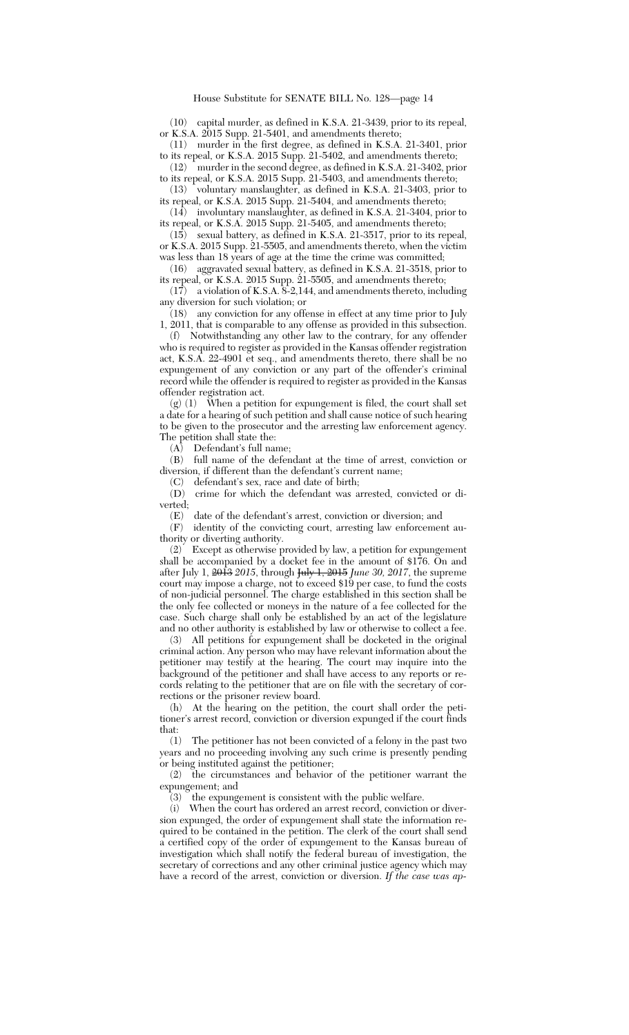(10) capital murder, as defined in K.S.A. 21-3439, prior to its repeal, or K.S.A. 2015 Supp. 21-5401, and amendments thereto;

(11) murder in the first degree, as defined in K.S.A. 21-3401, prior to its repeal, or K.S.A. 2015 Supp. 21-5402, and amendments thereto;

(12) murder in the second degree, as defined in K.S.A. 21-3402, prior to its repeal, or K.S.A. 2015 Supp. 21-5403, and amendments thereto;

(13) voluntary manslaughter, as defined in K.S.A. 21-3403, prior to its repeal, or K.S.A. 2015 Supp. 21-5404, and amendments thereto;

(14) involuntary manslaughter, as defined in K.S.A. 21-3404, prior to its repeal, or K.S.A. 2015 Supp. 21-5405, and amendments thereto;

(15) sexual battery, as defined in K.S.A. 21-3517, prior to its repeal, or K.S.A. 2015 Supp. 21-5505, and amendments thereto, when the victim was less than 18 years of age at the time the crime was committed;

(16) aggravated sexual battery, as defined in K.S.A. 21-3518, prior to its repeal, or K.S.A. 2015 Supp. 21-5505, and amendments thereto;

(17) a violation of K.S.A. 8-2,144, and amendments thereto, including any diversion for such violation; or

(18) any conviction for any offense in effect at any time prior to July 1, 2011, that is comparable to any offense as provided in this subsection.

(f) Notwithstanding any other law to the contrary, for any offender who is required to register as provided in the Kansas offender registration act, K.S.A. 22-4901 et seq., and amendments thereto, there shall be no expungement of any conviction or any part of the offender's criminal record while the offender is required to register as provided in the Kansas offender registration act.

(g) (1) When a petition for expungement is filed, the court shall set a date for a hearing of such petition and shall cause notice of such hearing to be given to the prosecutor and the arresting law enforcement agency. The petition shall state the:

(A) Defendant's full name;

(B) full name of the defendant at the time of arrest, conviction or diversion, if different than the defendant's current name;

(C) defendant's sex, race and date of birth;

(D) crime for which the defendant was arrested, convicted or diverted;

(E) date of the defendant's arrest, conviction or diversion; and

(F) identity of the convicting court, arresting law enforcement authority or diverting authority.

(2) Except as otherwise provided by law, a petition for expungement shall be accompanied by a docket fee in the amount of $176. On and after July 1, ~~2013~~ *2015*, through ~~July 1, 2015~~ *June 30, 2017*, the supreme court may impose a charge, not to exceed $19 per case, to fund the costs of non-judicial personnel. The charge established in this section shall be the only fee collected or moneys in the nature of a fee collected for the case. Such charge shall only be established by an act of the legislature and no other authority is established by law or otherwise to collect a fee.

(3) All petitions for expungement shall be docketed in the original criminal action. Any person who may have relevant information about the petitioner may testify at the hearing. The court may inquire into the background of the petitioner and shall have access to any reports or records relating to the petitioner that are on file with the secretary of corrections or the prisoner review board.

(h) At the hearing on the petition, the court shall order the petitioner's arrest record, conviction or diversion expunged if the court finds that:

(1) The petitioner has not been convicted of a felony in the past two years and no proceeding involving any such crime is presently pending or being instituted against the petitioner;

(2) the circumstances and behavior of the petitioner warrant the expungement; and

(3) the expungement is consistent with the public welfare.

(i) When the court has ordered an arrest record, conviction or diversion expunged, the order of expungement shall state the information required to be contained in the petition. The clerk of the court shall send a certified copy of the order of expungement to the Kansas bureau of investigation which shall notify the federal bureau of investigation, the secretary of corrections and any other criminal justice agency which may have a record of the arrest, conviction or diversion. *If the case was ap-*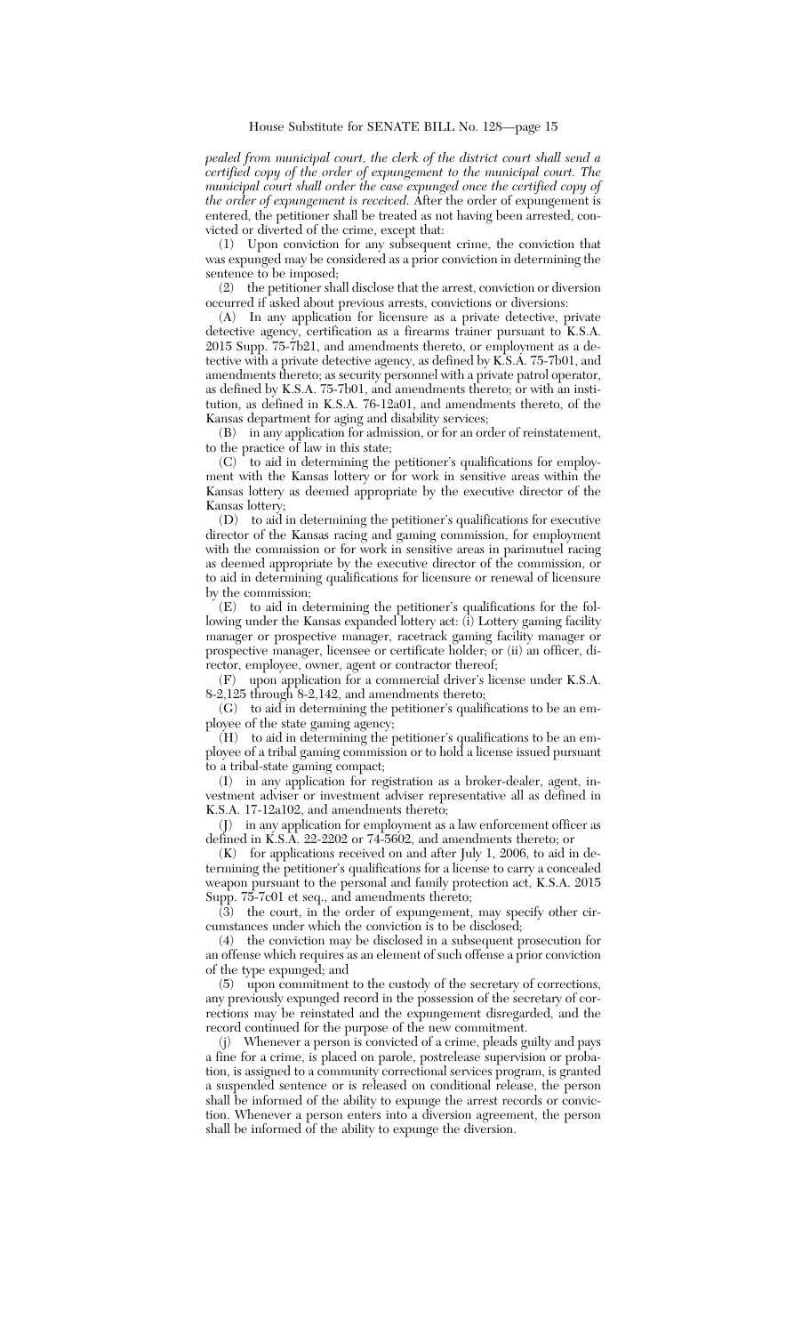*pealed from municipal court, the clerk of the district court shall send a certified copy of the order of expungement to the municipal court. The municipal court shall order the case expunged once the certified copy of the order of expungement is received.* After the order of expungement is entered, the petitioner shall be treated as not having been arrested, convicted or diverted of the crime, except that:

(1) Upon conviction for any subsequent crime, the conviction that was expunged may be considered as a prior conviction in determining the sentence to be imposed;

(2) the petitioner shall disclose that the arrest, conviction or diversion occurred if asked about previous arrests, convictions or diversions:

(A) In any application for licensure as a private detective, private detective agency, certification as a firearms trainer pursuant to K.S.A. 2015 Supp. 75-7b21, and amendments thereto, or employment as a detective with a private detective agency, as defined by K.S.A. 75-7b01, and amendments thereto; as security personnel with a private patrol operator, as defined by K.S.A. 75-7b01, and amendments thereto; or with an institution, as defined in K.S.A. 76-12a01, and amendments thereto, of the Kansas department for aging and disability services;

(B) in any application for admission, or for an order of reinstatement, to the practice of law in this state;

(C) to aid in determining the petitioner's qualifications for employment with the Kansas lottery or for work in sensitive areas within the Kansas lottery as deemed appropriate by the executive director of the Kansas lottery;

(D) to aid in determining the petitioner's qualifications for executive director of the Kansas racing and gaming commission, for employment with the commission or for work in sensitive areas in parimutuel racing as deemed appropriate by the executive director of the commission, or to aid in determining qualifications for licensure or renewal of licensure by the commission;

(E) to aid in determining the petitioner's qualifications for the following under the Kansas expanded lottery act: (i) Lottery gaming facility manager or prospective manager, racetrack gaming facility manager or prospective manager, licensee or certificate holder; or (ii) an officer, director, employee, owner, agent or contractor thereof;

(F) upon application for a commercial driver's license under K.S.A. 8-2,125 through 8-2,142, and amendments thereto;

(G) to aid in determining the petitioner's qualifications to be an employee of the state gaming agency;

(H) to aid in determining the petitioner's qualifications to be an employee of a tribal gaming commission or to hold a license issued pursuant to a tribal-state gaming compact;

(I) in any application for registration as a broker-dealer, agent, investment adviser or investment adviser representative all as defined in K.S.A. 17-12a102, and amendments thereto;

(J) in any application for employment as a law enforcement officer as defined in K.S.A. 22-2202 or 74-5602, and amendments thereto; or

(K) for applications received on and after July 1, 2006, to aid in determining the petitioner's qualifications for a license to carry a concealed weapon pursuant to the personal and family protection act, K.S.A. 2015 Supp. 75-7c01 et seq., and amendments thereto;

(3) the court, in the order of expungement, may specify other circumstances under which the conviction is to be disclosed;

(4) the conviction may be disclosed in a subsequent prosecution for an offense which requires as an element of such offense a prior conviction of the type expunged; and

(5) upon commitment to the custody of the secretary of corrections, any previously expunged record in the possession of the secretary of corrections may be reinstated and the expungement disregarded, and the record continued for the purpose of the new commitment.

(j) Whenever a person is convicted of a crime, pleads guilty and pays a fine for a crime, is placed on parole, postrelease supervision or probation, is assigned to a community correctional services program, is granted a suspended sentence or is released on conditional release, the person shall be informed of the ability to expunge the arrest records or conviction. Whenever a person enters into a diversion agreement, the person shall be informed of the ability to expunge the diversion.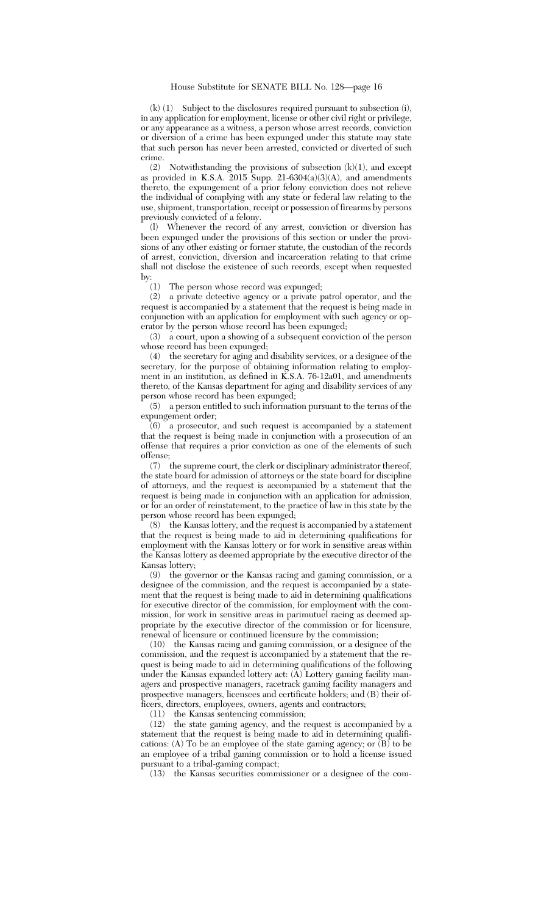(k) (1) Subject to the disclosures required pursuant to subsection (i), in any application for employment, license or other civil right or privilege, or any appearance as a witness, a person whose arrest records, conviction or diversion of a crime has been expunged under this statute may state that such person has never been arrested, convicted or diverted of such crime.

(2) Notwithstanding the provisions of subsection (k)(1), and except as provided in K.S.A. 2015 Supp. 21-6304(a)(3)(A), and amendments thereto, the expungement of a prior felony conviction does not relieve the individual of complying with any state or federal law relating to the use, shipment, transportation, receipt or possession of firearms by persons previously convicted of a felony.

(l) Whenever the record of any arrest, conviction or diversion has been expunged under the provisions of this section or under the provisions of any other existing or former statute, the custodian of the records of arrest, conviction, diversion and incarceration relating to that crime shall not disclose the existence of such records, except when requested by:

(1) The person whose record was expunged;

(2) a private detective agency or a private patrol operator, and the request is accompanied by a statement that the request is being made in conjunction with an application for employment with such agency or operator by the person whose record has been expunged;

(3) a court, upon a showing of a subsequent conviction of the person whose record has been expunged;

(4) the secretary for aging and disability services, or a designee of the secretary, for the purpose of obtaining information relating to employment in an institution, as defined in K.S.A. 76-12a01, and amendments thereto, of the Kansas department for aging and disability services of any person whose record has been expunged;

(5) a person entitled to such information pursuant to the terms of the expungement order;

(6) a prosecutor, and such request is accompanied by a statement that the request is being made in conjunction with a prosecution of an offense that requires a prior conviction as one of the elements of such offense;

(7) the supreme court, the clerk or disciplinary administrator thereof, the state board for admission of attorneys or the state board for discipline of attorneys, and the request is accompanied by a statement that the request is being made in conjunction with an application for admission, or for an order of reinstatement, to the practice of law in this state by the person whose record has been expunged;

(8) the Kansas lottery, and the request is accompanied by a statement that the request is being made to aid in determining qualifications for employment with the Kansas lottery or for work in sensitive areas within the Kansas lottery as deemed appropriate by the executive director of the Kansas lottery;

(9) the governor or the Kansas racing and gaming commission, or a designee of the commission, and the request is accompanied by a statement that the request is being made to aid in determining qualifications for executive director of the commission, for employment with the commission, for work in sensitive areas in parimutuel racing as deemed appropriate by the executive director of the commission or for licensure, renewal of licensure or continued licensure by the commission;

(10) the Kansas racing and gaming commission, or a designee of the commission, and the request is accompanied by a statement that the request is being made to aid in determining qualifications of the following under the Kansas expanded lottery act: (A) Lottery gaming facility managers and prospective managers, racetrack gaming facility managers and prospective managers, licensees and certificate holders; and (B) their officers, directors, employees, owners, agents and contractors;

(11) the Kansas sentencing commission;

(12) the state gaming agency, and the request is accompanied by a statement that the request is being made to aid in determining qualifications: (A) To be an employee of the state gaming agency; or (B) to be an employee of a tribal gaming commission or to hold a license issued pursuant to a tribal-gaming compact;

(13) the Kansas securities commissioner or a designee of the com-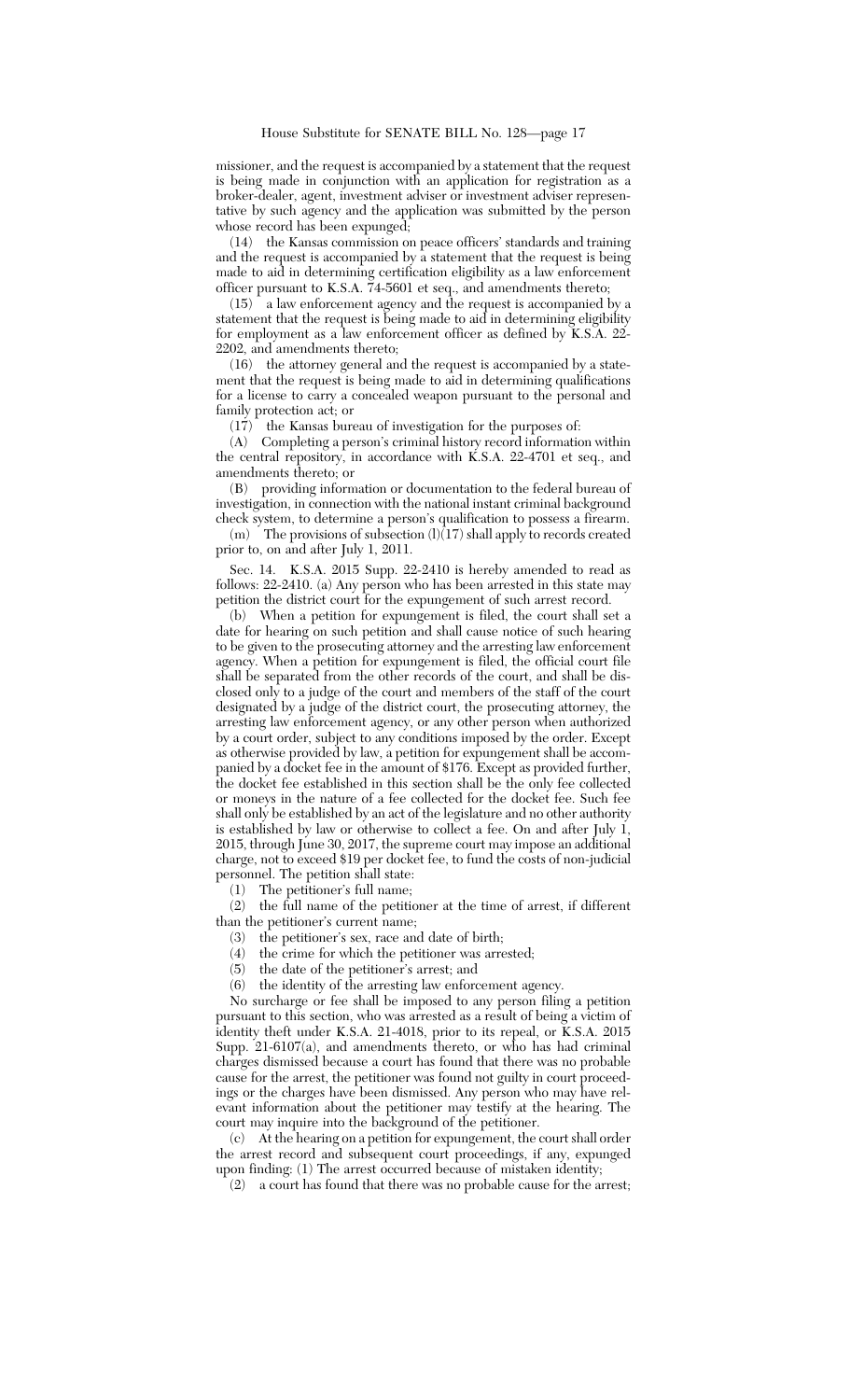missioner, and the request is accompanied by a statement that the request is being made in conjunction with an application for registration as a broker-dealer, agent, investment adviser or investment adviser representative by such agency and the application was submitted by the person whose record has been expunged;

(14) the Kansas commission on peace officers' standards and training and the request is accompanied by a statement that the request is being made to aid in determining certification eligibility as a law enforcement officer pursuant to K.S.A. 74-5601 et seq., and amendments thereto;

(15) a law enforcement agency and the request is accompanied by a statement that the request is being made to aid in determining eligibility for employment as a law enforcement officer as defined by K.S.A. 22-2202, and amendments thereto;

(16) the attorney general and the request is accompanied by a statement that the request is being made to aid in determining qualifications for a license to carry a concealed weapon pursuant to the personal and family protection act; or

(17) the Kansas bureau of investigation for the purposes of:

(A) Completing a person's criminal history record information within the central repository, in accordance with K.S.A. 22-4701 et seq., and amendments thereto; or

(B) providing information or documentation to the federal bureau of investigation, in connection with the national instant criminal background check system, to determine a person's qualification to possess a firearm.

(m) The provisions of subsection (l)(17) shall apply to records created prior to, on and after July 1, 2011.

Sec. 14. K.S.A. 2015 Supp. 22-2410 is hereby amended to read as follows: 22-2410. (a) Any person who has been arrested in this state may petition the district court for the expungement of such arrest record.

(b) When a petition for expungement is filed, the court shall set a date for hearing on such petition and shall cause notice of such hearing to be given to the prosecuting attorney and the arresting law enforcement agency. When a petition for expungement is filed, the official court file shall be separated from the other records of the court, and shall be disclosed only to a judge of the court and members of the staff of the court designated by a judge of the district court, the prosecuting attorney, the arresting law enforcement agency, or any other person when authorized by a court order, subject to any conditions imposed by the order. Except as otherwise provided by law, a petition for expungement shall be accompanied by a docket fee in the amount of $176. Except as provided further, the docket fee established in this section shall be the only fee collected or moneys in the nature of a fee collected for the docket fee. Such fee shall only be established by an act of the legislature and no other authority is established by law or otherwise to collect a fee. On and after July 1, 2015, through June 30, 2017, the supreme court may impose an additional charge, not to exceed $19 per docket fee, to fund the costs of non-judicial personnel. The petition shall state:

(1) The petitioner's full name;

(2) the full name of the petitioner at the time of arrest, if different than the petitioner's current name;

(3) the petitioner's sex, race and date of birth;

(4) the crime for which the petitioner was arrested;

(5) the date of the petitioner's arrest; and

(6) the identity of the arresting law enforcement agency.

No surcharge or fee shall be imposed to any person filing a petition pursuant to this section, who was arrested as a result of being a victim of identity theft under K.S.A. 21-4018, prior to its repeal, or K.S.A. 2015 Supp. 21-6107(a), and amendments thereto, or who has had criminal charges dismissed because a court has found that there was no probable cause for the arrest, the petitioner was found not guilty in court proceedings or the charges have been dismissed. Any person who may have relevant information about the petitioner may testify at the hearing. The court may inquire into the background of the petitioner.

(c) At the hearing on a petition for expungement, the court shall order the arrest record and subsequent court proceedings, if any, expunged upon finding: (1) The arrest occurred because of mistaken identity;

(2) a court has found that there was no probable cause for the arrest;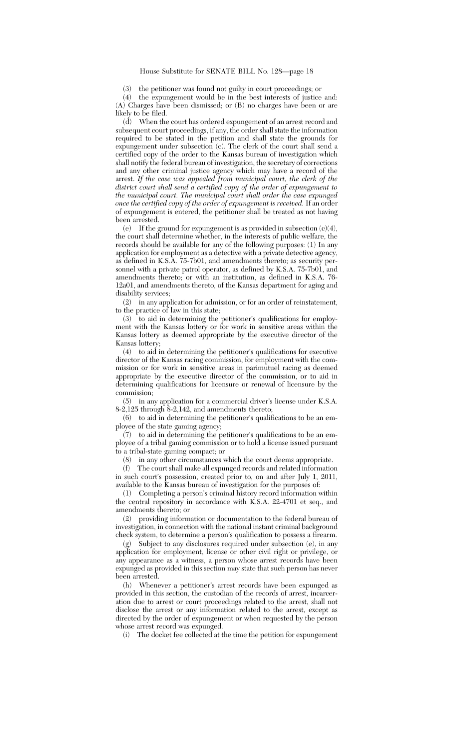(3) the petitioner was found not guilty in court proceedings; or

(4) the expungement would be in the best interests of justice and: (A) Charges have been dismissed; or (B) no charges have been or are likely to be filed.

(d) When the court has ordered expungement of an arrest record and subsequent court proceedings, if any, the order shall state the information required to be stated in the petition and shall state the grounds for expungement under subsection (c). The clerk of the court shall send a certified copy of the order to the Kansas bureau of investigation which shall notify the federal bureau of investigation, the secretary of corrections and any other criminal justice agency which may have a record of the arrest. *If the case was appealed from municipal court, the clerk of the district court shall send a certified copy of the order of expungement to the municipal court. The municipal court shall order the case expunged once the certified copy of the order of expungement is received.* If an order of expungement is entered, the petitioner shall be treated as not having been arrested.

(e) If the ground for expungement is as provided in subsection (c)(4), the court shall determine whether, in the interests of public welfare, the records should be available for any of the following purposes: (1) In any application for employment as a detective with a private detective agency, as defined in K.S.A. 75-7b01, and amendments thereto; as security personnel with a private patrol operator, as defined by K.S.A. 75-7b01, and amendments thereto; or with an institution, as defined in K.S.A. 76-12a01, and amendments thereto, of the Kansas department for aging and disability services;

(2) in any application for admission, or for an order of reinstatement, to the practice of law in this state;

(3) to aid in determining the petitioner's qualifications for employment with the Kansas lottery or for work in sensitive areas within the Kansas lottery as deemed appropriate by the executive director of the Kansas lottery;

(4) to aid in determining the petitioner's qualifications for executive director of the Kansas racing commission, for employment with the commission or for work in sensitive areas in parimutuel racing as deemed appropriate by the executive director of the commission, or to aid in determining qualifications for licensure or renewal of licensure by the commission;

(5) in any application for a commercial driver's license under K.S.A. 8-2,125 through 8-2,142, and amendments thereto;

(6) to aid in determining the petitioner's qualifications to be an employee of the state gaming agency;

(7) to aid in determining the petitioner's qualifications to be an employee of a tribal gaming commission or to hold a license issued pursuant to a tribal-state gaming compact; or

(8) in any other circumstances which the court deems appropriate.

(f) The court shall make all expunged records and related information in such court's possession, created prior to, on and after July 1, 2011, available to the Kansas bureau of investigation for the purposes of:

(1) Completing a person's criminal history record information within the central repository in accordance with K.S.A. 22-4701 et seq., and amendments thereto; or

(2) providing information or documentation to the federal bureau of investigation, in connection with the national instant criminal background check system, to determine a person's qualification to possess a firearm.

(g) Subject to any disclosures required under subsection (e), in any application for employment, license or other civil right or privilege, or any appearance as a witness, a person whose arrest records have been expunged as provided in this section may state that such person has never been arrested.

(h) Whenever a petitioner's arrest records have been expunged as provided in this section, the custodian of the records of arrest, incarceration due to arrest or court proceedings related to the arrest, shall not disclose the arrest or any information related to the arrest, except as directed by the order of expungement or when requested by the person whose arrest record was expunged.

(i) The docket fee collected at the time the petition for expungement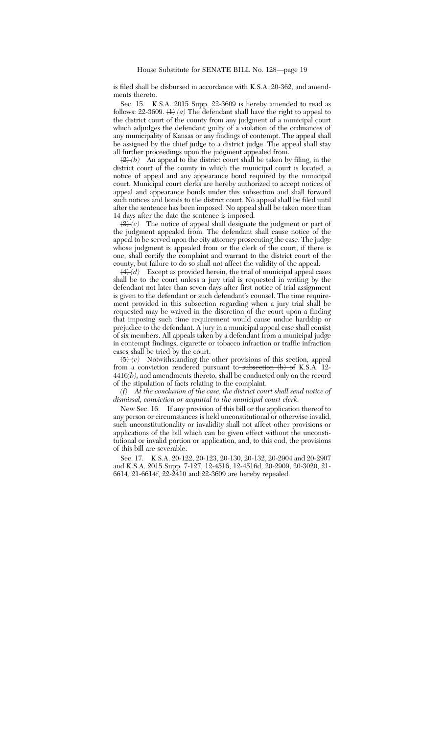is filed shall be disbursed in accordance with K.S.A. 20-362, and amendments thereto.

Sec. 15. K.S.A. 2015 Supp. 22-3609 is hereby amended to read as follows: 22-3609. ~~(1)~~ *(a)* The defendant shall have the right to appeal to the district court of the county from any judgment of a municipal court which adjudges the defendant guilty of a violation of the ordinances of any municipality of Kansas or any findings of contempt. The appeal shall be assigned by the chief judge to a district judge. The appeal shall stay all further proceedings upon the judgment appealed from.

~~(2)~~ *(b)* An appeal to the district court shall be taken by filing, in the district court of the county in which the municipal court is located, a notice of appeal and any appearance bond required by the municipal court. Municipal court clerks are hereby authorized to accept notices of appeal and appearance bonds under this subsection and shall forward such notices and bonds to the district court. No appeal shall be filed until after the sentence has been imposed. No appeal shall be taken more than 14 days after the date the sentence is imposed.

~~(3)~~ *(c)* The notice of appeal shall designate the judgment or part of the judgment appealed from. The defendant shall cause notice of the appeal to be served upon the city attorney prosecuting the case. The judge whose judgment is appealed from or the clerk of the court, if there is one, shall certify the complaint and warrant to the district court of the county, but failure to do so shall not affect the validity of the appeal.

~~(4)~~ *(d)* Except as provided herein, the trial of municipal appeal cases shall be to the court unless a jury trial is requested in writing by the defendant not later than seven days after first notice of trial assignment is given to the defendant or such defendant's counsel. The time requirement provided in this subsection regarding when a jury trial shall be requested may be waived in the discretion of the court upon a finding that imposing such time requirement would cause undue hardship or prejudice to the defendant. A jury in a municipal appeal case shall consist of six members. All appeals taken by a defendant from a municipal judge in contempt findings, cigarette or tobacco infraction or traffic infraction cases shall be tried by the court.

~~(5)~~ *(e)* Notwithstanding the other provisions of this section, appeal from a conviction rendered pursuant to ~~subsection (b) of~~ K.S.A. 12-4416*(b)*, and amendments thereto, shall be conducted only on the record of the stipulation of facts relating to the complaint.

*(f) At the conclusion of the case, the district court shall send notice of dismissal, conviction or acquittal to the municipal court clerk.*

New Sec. 16. If any provision of this bill or the application thereof to any person or circumstances is held unconstitutional or otherwise invalid, such unconstitutionality or invalidity shall not affect other provisions or applications of the bill which can be given effect without the unconstitutional or invalid portion or application, and, to this end, the provisions of this bill are severable.

Sec. 17. K.S.A. 20-122, 20-123, 20-130, 20-132, 20-2904 and 20-2907 and K.S.A. 2015 Supp. 7-127, 12-4516, 12-4516d, 20-2909, 20-3020, 21-6614, 21-6614f, 22-2410 and 22-3609 are hereby repealed.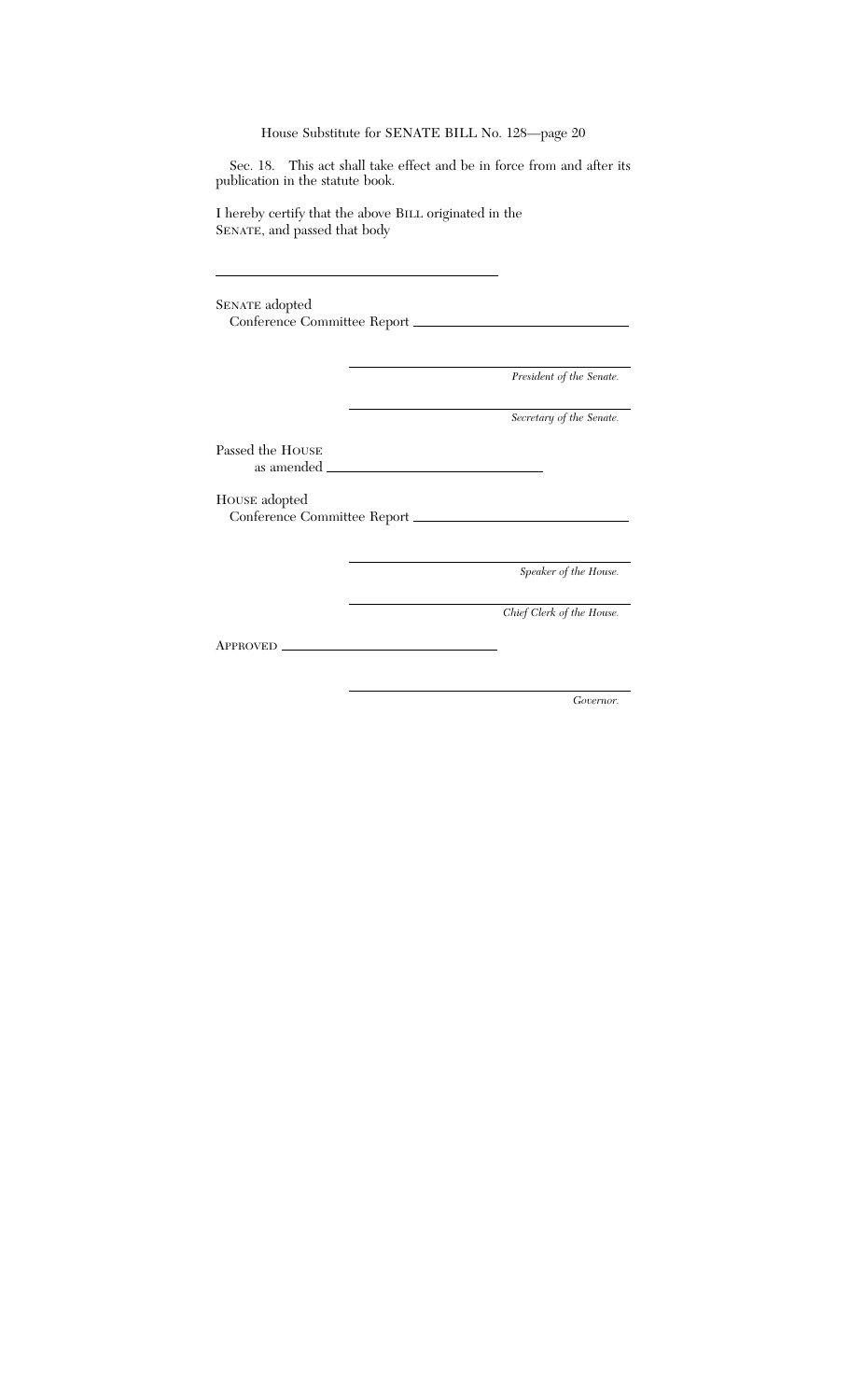Sec. 18. This act shall take effect and be in force from and after its publication in the statute book.

I hereby certify that the above BILL originated in the SENATE, and passed that body

\_\_\_\_\_\_\_\_\_\_\_\_\_\_\_\_\_\_\_\_\_\_\_\_\_\_\_\_

SENATE adopted
Conference Committee Report \_\_\_\_\_\_\_\_\_\_\_\_\_\_\_\_\_\_\_\_

\_\_\_\_\_\_\_\_\_\_\_\_\_\_\_\_\_\_\_\_
*President of the Senate.*

\_\_\_\_\_\_\_\_\_\_\_\_\_\_\_\_\_\_\_\_
*Secretary of the Senate.*

Passed the HOUSE
as amended \_\_\_\_\_\_\_\_\_\_\_\_\_\_\_\_\_\_\_\_

HOUSE adopted
Conference Committee Report \_\_\_\_\_\_\_\_\_\_\_\_\_\_\_\_\_\_\_\_

\_\_\_\_\_\_\_\_\_\_\_\_\_\_\_\_\_\_\_\_
*Speaker of the House.*

\_\_\_\_\_\_\_\_\_\_\_\_\_\_\_\_\_\_\_\_
*Chief Clerk of the House.*

APPROVED \_\_\_\_\_\_\_\_\_\_\_\_\_\_\_\_\_\_\_\_

\_\_\_\_\_\_\_\_\_\_\_\_\_\_\_\_\_\_\_\_
*Governor.*